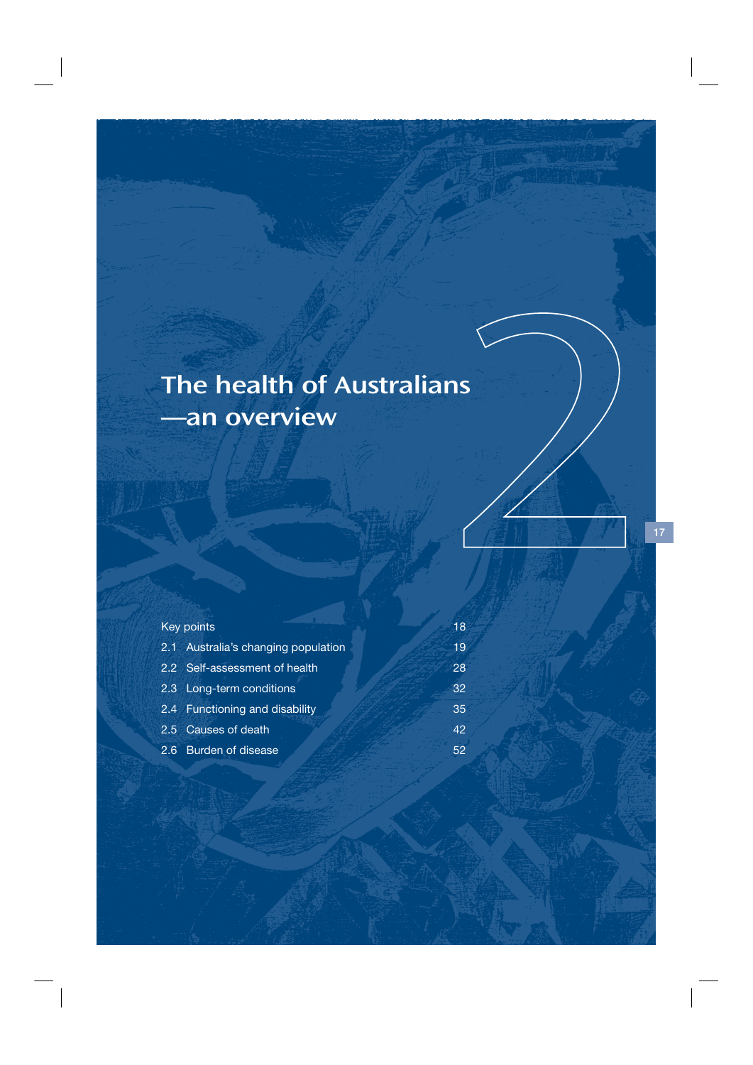# The health of Australians —an overview

| | | |
|---|---|---|
| Key points | | 18 |
| 2.1 | Australia's changing population | 19 |
| 2.2 | Self-assessment of health | 28 |
| 2.3 | Long-term conditions | 32 |
| 2.4 | Functioning and disability | 35 |
| 2.5 | Causes of death | 42 |
| 2.6 | Burden of disease | 52 |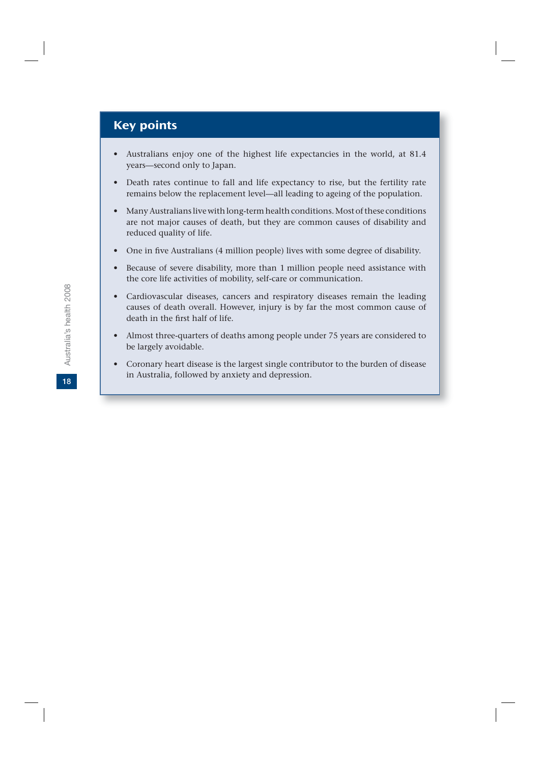## Key points

- Australians enjoy one of the highest life expectancies in the world, at 81.4 years—second only to Japan.
- Death rates continue to fall and life expectancy to rise, but the fertility rate remains below the replacement level—all leading to ageing of the population.
- Many Australians live with long-term health conditions. Most of these conditions are not major causes of death, but they are common causes of disability and reduced quality of life.
- One in five Australians (4 million people) lives with some degree of disability.
- Because of severe disability, more than 1 million people need assistance with the core life activities of mobility, self-care or communication.
- Cardiovascular diseases, cancers and respiratory diseases remain the leading causes of death overall. However, injury is by far the most common cause of death in the first half of life.
- Almost three-quarters of deaths among people under 75 years are considered to be largely avoidable.
- Coronary heart disease is the largest single contributor to the burden of disease in Australia, followed by anxiety and depression.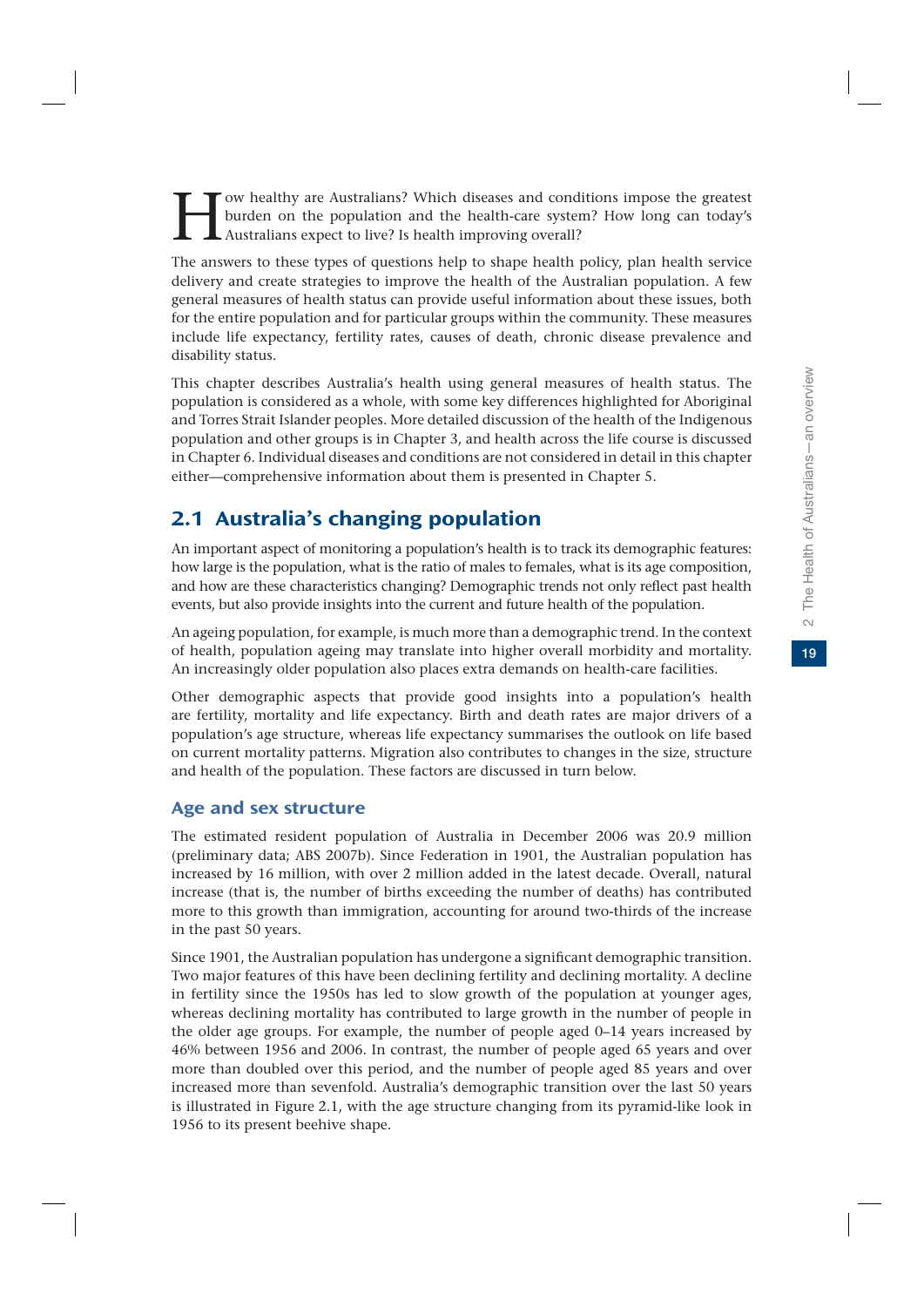How healthy are Australians? Which diseases and conditions impose the greatest burden on the population and the health-care system? How long can today's Australians expect to live? Is health improving overall?

The answers to these types of questions help to shape health policy, plan health service delivery and create strategies to improve the health of the Australian population. A few general measures of health status can provide useful information about these issues, both for the entire population and for particular groups within the community. These measures include life expectancy, fertility rates, causes of death, chronic disease prevalence and disability status.

This chapter describes Australia's health using general measures of health status. The population is considered as a whole, with some key differences highlighted for Aboriginal and Torres Strait Islander peoples. More detailed discussion of the health of the Indigenous population and other groups is in Chapter 3, and health across the life course is discussed in Chapter 6. Individual diseases and conditions are not considered in detail in this chapter either—comprehensive information about them is presented in Chapter 5.

## 2.1 Australia's changing population

An important aspect of monitoring a population's health is to track its demographic features: how large is the population, what is the ratio of males to females, what is its age composition, and how are these characteristics changing? Demographic trends not only reflect past health events, but also provide insights into the current and future health of the population.

An ageing population, for example, is much more than a demographic trend. In the context of health, population ageing may translate into higher overall morbidity and mortality. An increasingly older population also places extra demands on health-care facilities.

Other demographic aspects that provide good insights into a population's health are fertility, mortality and life expectancy. Birth and death rates are major drivers of a population's age structure, whereas life expectancy summarises the outlook on life based on current mortality patterns. Migration also contributes to changes in the size, structure and health of the population. These factors are discussed in turn below.

### Age and sex structure

The estimated resident population of Australia in December 2006 was 20.9 million (preliminary data; ABS 2007b). Since Federation in 1901, the Australian population has increased by 16 million, with over 2 million added in the latest decade. Overall, natural increase (that is, the number of births exceeding the number of deaths) has contributed more to this growth than immigration, accounting for around two-thirds of the increase in the past 50 years.

Since 1901, the Australian population has undergone a significant demographic transition. Two major features of this have been declining fertility and declining mortality. A decline in fertility since the 1950s has led to slow growth of the population at younger ages, whereas declining mortality has contributed to large growth in the number of people in the older age groups. For example, the number of people aged 0–14 years increased by 46% between 1956 and 2006. In contrast, the number of people aged 65 years and over more than doubled over this period, and the number of people aged 85 years and over increased more than sevenfold. Australia's demographic transition over the last 50 years is illustrated in Figure 2.1, with the age structure changing from its pyramid-like look in 1956 to its present beehive shape.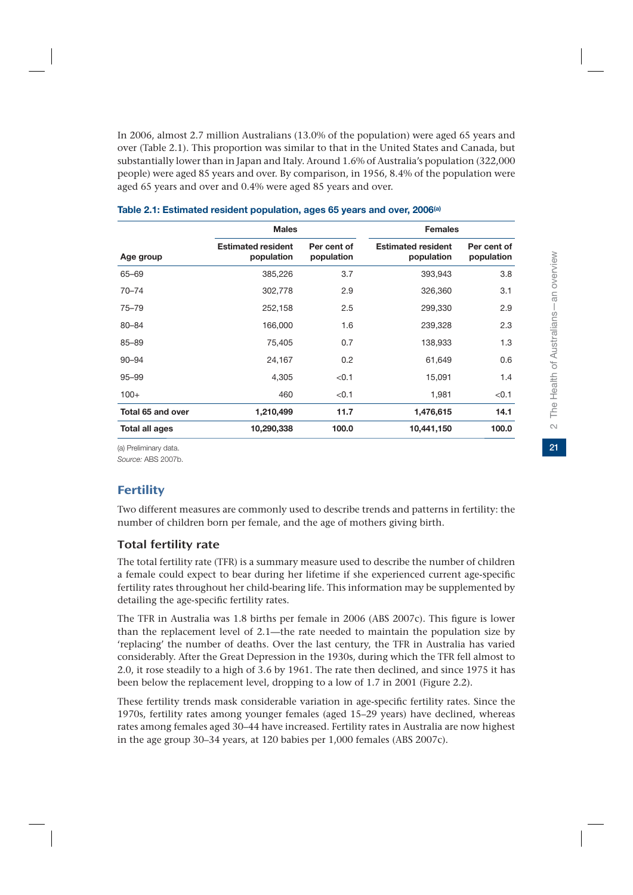In 2006, almost 2.7 million Australians (13.0% of the population) were aged 65 years and over (Table 2.1). This proportion was similar to that in the United States and Canada, but substantially lower than in Japan and Italy. Around 1.6% of Australia's population (322,000 people) were aged 85 years and over. By comparison, in 1956, 8.4% of the population were aged 65 years and over and 0.4% were aged 85 years and over.

**Table 2.1: Estimated resident population, ages 65 years and over, 2006[(a)]**

| | Males | | Females | |
|---|---|---|---|---|
| **Age group** | **Estimated resident population** | **Per cent of population** | **Estimated resident population** | **Per cent of population** |
| 65–69 | 385,226 | 3.7 | 393,943 | 3.8 |
| 70–74 | 302,778 | 2.9 | 326,360 | 3.1 |
| 75–79 | 252,158 | 2.5 | 299,330 | 2.9 |
| 80–84 | 166,000 | 1.6 | 239,328 | 2.3 |
| 85–89 | 75,405 | 0.7 | 138,933 | 1.3 |
| 90–94 | 24,167 | 0.2 | 61,649 | 0.6 |
| 95–99 | 4,305 | <0.1 | 15,091 | 1.4 |
| 100+ | 460 | <0.1 | 1,981 | <0.1 |
| **Total 65 and over** | **1,210,499** | **11.7** | **1,476,615** | **14.1** |
| **Total all ages** | **10,290,338** | **100.0** | **10,441,150** | **100.0** |

(a) Preliminary data.

*Source:* ABS 2007b.

## Fertility

Two different measures are commonly used to describe trends and patterns in fertility: the number of children born per female, and the age of mothers giving birth.

### Total fertility rate

The total fertility rate (TFR) is a summary measure used to describe the number of children a female could expect to bear during her lifetime if she experienced current age-specific fertility rates throughout her child-bearing life. This information may be supplemented by detailing the age-specific fertility rates.

The TFR in Australia was 1.8 births per female in 2006 (ABS 2007c). This figure is lower than the replacement level of 2.1—the rate needed to maintain the population size by 'replacing' the number of deaths. Over the last century, the TFR in Australia has varied considerably. After the Great Depression in the 1930s, during which the TFR fell almost to 2.0, it rose steadily to a high of 3.6 by 1961. The rate then declined, and since 1975 it has been below the replacement level, dropping to a low of 1.7 in 2001 (Figure 2.2).

These fertility trends mask considerable variation in age-specific fertility rates. Since the 1970s, fertility rates among younger females (aged 15–29 years) have declined, whereas rates among females aged 30–44 have increased. Fertility rates in Australia are now highest in the age group 30–34 years, at 120 babies per 1,000 females (ABS 2007c).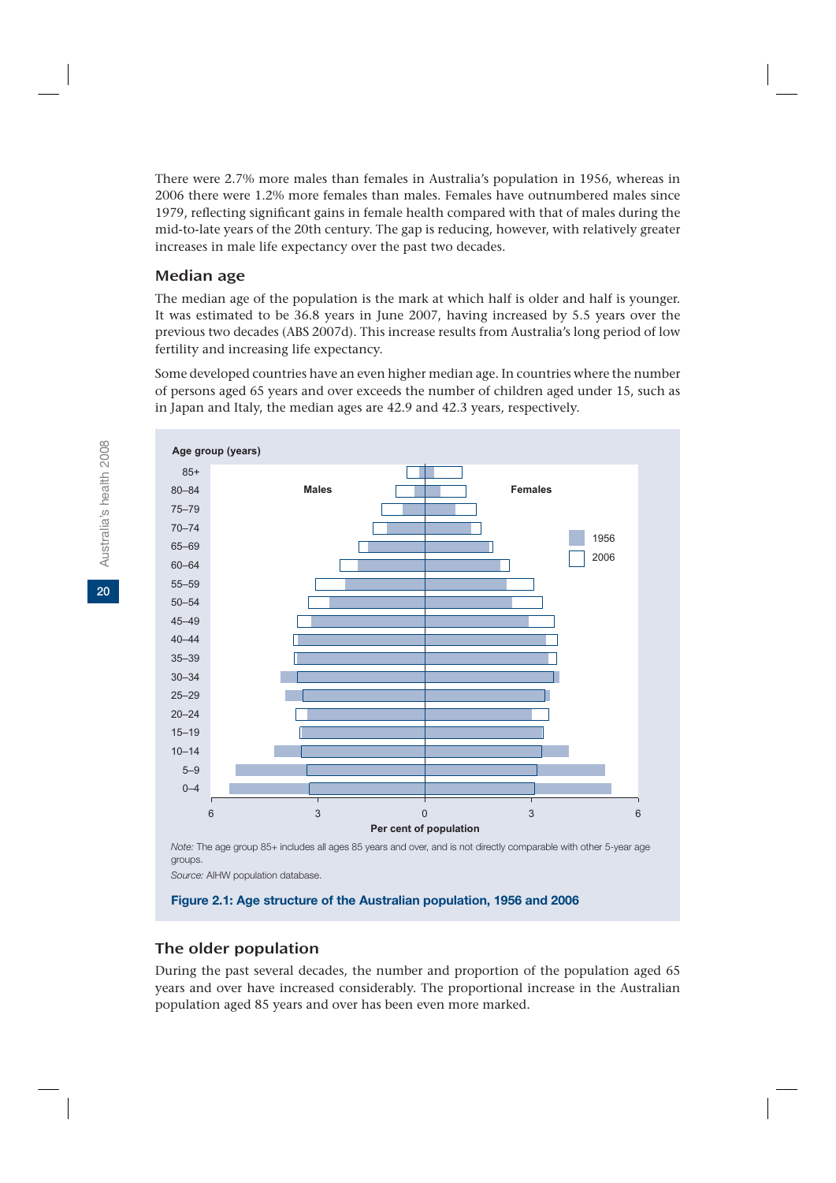There were 2.7% more males than females in Australia's population in 1956, whereas in 2006 there were 1.2% more females than males. Females have outnumbered males since 1979, reflecting significant gains in female health compared with that of males during the mid-to-late years of the 20th century. The gap is reducing, however, with relatively greater increases in male life expectancy over the past two decades.

## Median age

The median age of the population is the mark at which half is older and half is younger. It was estimated to be 36.8 years in June 2007, having increased by 5.5 years over the previous two decades (ABS 2007d). This increase results from Australia's long period of low fertility and increasing life expectancy.

Some developed countries have an even higher median age. In countries where the number of persons aged 65 years and over exceeds the number of children aged under 15, such as in Japan and Italy, the median ages are 42.9 and 42.3 years, respectively.

*Note:* The age group 85+ includes all ages 85 years and over, and is not directly comparable with other 5-year age groups.

*Source:* AIHW population database.

**Figure 2.1: Age structure of the Australian population, 1956 and 2006**

## The older population

During the past several decades, the number and proportion of the population aged 65 years and over have increased considerably. The proportional increase in the Australian population aged 85 years and over has been even more marked.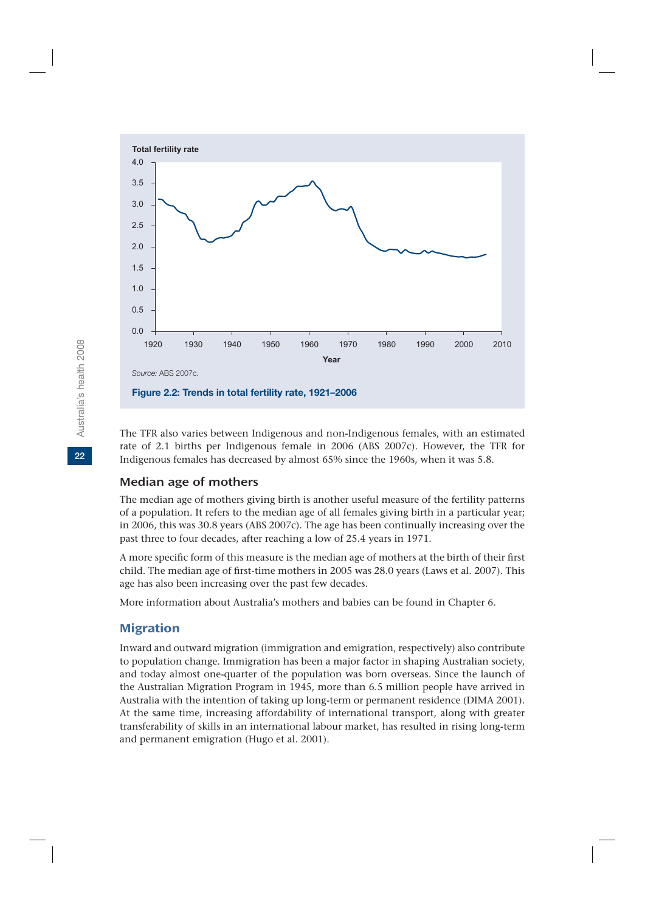Source: ABS 2007c.

**Figure 2.2: Trends in total fertility rate, 1921–2006**

The TFR also varies between Indigenous and non-Indigenous females, with an estimated rate of 2.1 births per Indigenous female in 2006 (ABS 2007c). However, the TFR for Indigenous females has decreased by almost 65% since the 1960s, when it was 5.8.

### Median age of mothers

The median age of mothers giving birth is another useful measure of the fertility patterns of a population. It refers to the median age of all females giving birth in a particular year; in 2006, this was 30.8 years (ABS 2007c). The age has been continually increasing over the past three to four decades, after reaching a low of 25.4 years in 1971.

A more specific form of this measure is the median age of mothers at the birth of their first child. The median age of first-time mothers in 2005 was 28.0 years (Laws et al. 2007). This age has also been increasing over the past few decades.

More information about Australia's mothers and babies can be found in Chapter 6.

## Migration

Inward and outward migration (immigration and emigration, respectively) also contribute to population change. Immigration has been a major factor in shaping Australian society, and today almost one-quarter of the population was born overseas. Since the launch of the Australian Migration Program in 1945, more than 6.5 million people have arrived in Australia with the intention of taking up long-term or permanent residence (DIMA 2001). At the same time, increasing affordability of international transport, along with greater transferability of skills in an international labour market, has resulted in rising long-term and permanent emigration (Hugo et al. 2001).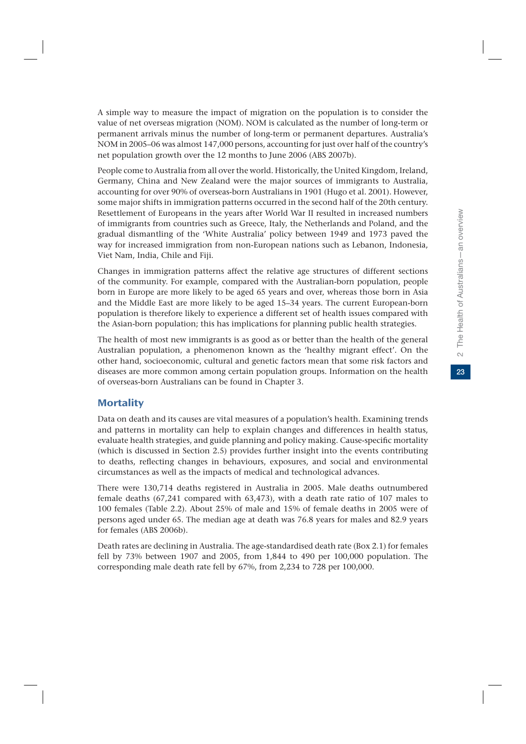A simple way to measure the impact of migration on the population is to consider the value of net overseas migration (NOM). NOM is calculated as the number of long-term or permanent arrivals minus the number of long-term or permanent departures. Australia's NOM in 2005–06 was almost 147,000 persons, accounting for just over half of the country's net population growth over the 12 months to June 2006 (ABS 2007b).

People come to Australia from all over the world. Historically, the United Kingdom, Ireland, Germany, China and New Zealand were the major sources of immigrants to Australia, accounting for over 90% of overseas-born Australians in 1901 (Hugo et al. 2001). However, some major shifts in immigration patterns occurred in the second half of the 20th century. Resettlement of Europeans in the years after World War II resulted in increased numbers of immigrants from countries such as Greece, Italy, the Netherlands and Poland, and the gradual dismantling of the 'White Australia' policy between 1949 and 1973 paved the way for increased immigration from non-European nations such as Lebanon, Indonesia, Viet Nam, India, Chile and Fiji.

Changes in immigration patterns affect the relative age structures of different sections of the community. For example, compared with the Australian-born population, people born in Europe are more likely to be aged 65 years and over, whereas those born in Asia and the Middle East are more likely to be aged 15–34 years. The current European-born population is therefore likely to experience a different set of health issues compared with the Asian-born population; this has implications for planning public health strategies.

The health of most new immigrants is as good as or better than the health of the general Australian population, a phenomenon known as the 'healthy migrant effect'. On the other hand, socioeconomic, cultural and genetic factors mean that some risk factors and diseases are more common among certain population groups. Information on the health of overseas-born Australians can be found in Chapter 3.

## Mortality

Data on death and its causes are vital measures of a population's health. Examining trends and patterns in mortality can help to explain changes and differences in health status, evaluate health strategies, and guide planning and policy making. Cause-specific mortality (which is discussed in Section 2.5) provides further insight into the events contributing to deaths, reflecting changes in behaviours, exposures, and social and environmental circumstances as well as the impacts of medical and technological advances.

There were 130,714 deaths registered in Australia in 2005. Male deaths outnumbered female deaths (67,241 compared with 63,473), with a death rate ratio of 107 males to 100 females (Table 2.2). About 25% of male and 15% of female deaths in 2005 were of persons aged under 65. The median age at death was 76.8 years for males and 82.9 years for females (ABS 2006b).

Death rates are declining in Australia. The age-standardised death rate (Box 2.1) for females fell by 73% between 1907 and 2005, from 1,844 to 490 per 100,000 population. The corresponding male death rate fell by 67%, from 2,234 to 728 per 100,000.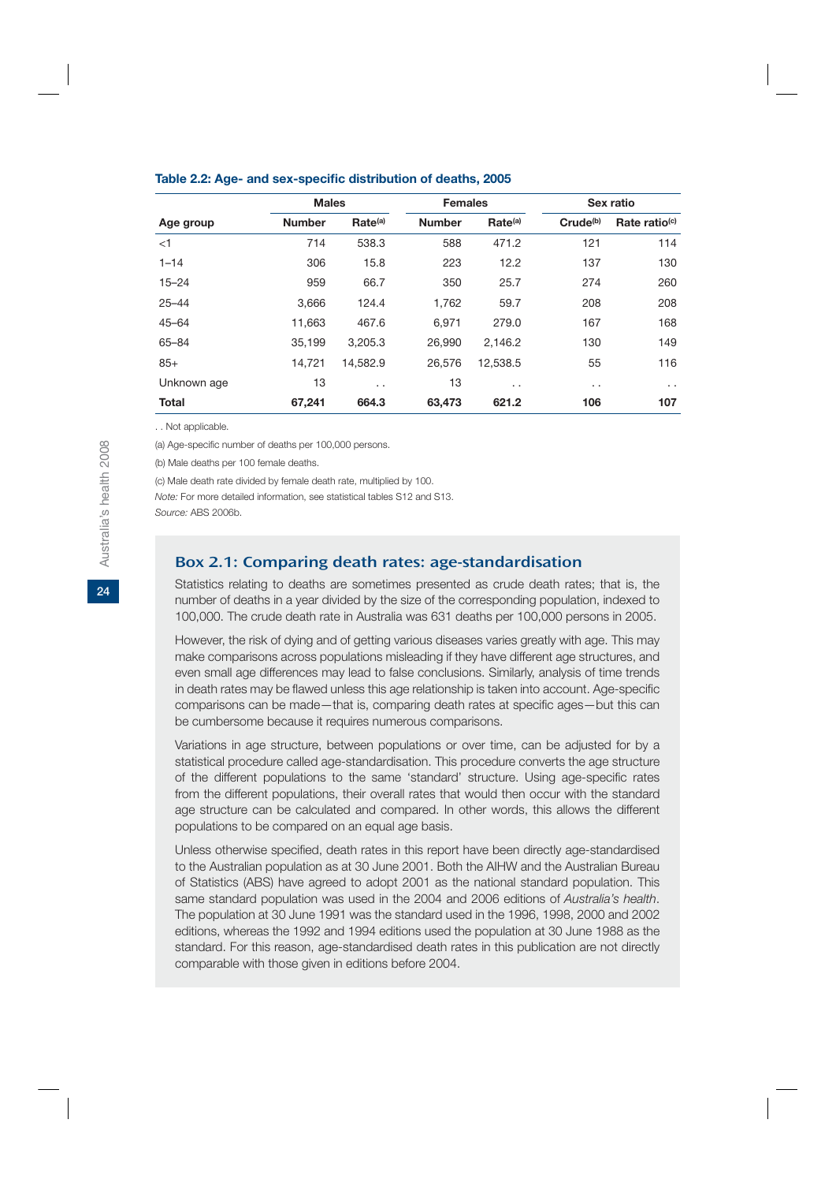**Table 2.2: Age- and sex-specific distribution of deaths, 2005**

| | Males | | Females | | Sex ratio | |
|---|---|---|---|---|---|---|
| Age group | Number | Rate[(a)] | Number | Rate[(a)] | Crude[(b)] | Rate ratio[(c)] |
| <1 | 714 | 538.3 | 588 | 471.2 | 121 | 114 |
| 1–14 | 306 | 15.8 | 223 | 12.2 | 137 | 130 |
| 15–24 | 959 | 66.7 | 350 | 25.7 | 274 | 260 |
| 25–44 | 3,666 | 124.4 | 1,762 | 59.7 | 208 | 208 |
| 45–64 | 11,663 | 467.6 | 6,971 | 279.0 | 167 | 168 |
| 65–84 | 35,199 | 3,205.3 | 26,990 | 2,146.2 | 130 | 149 |
| 85+ | 14,721 | 14,582.9 | 26,576 | 12,538.5 | 55 | 116 |
| Unknown age | 13 | . . | 13 | . . | . . | . . |
| **Total** | **67,241** | **664.3** | **63,473** | **621.2** | **106** | **107** |

. . Not applicable.

(a) Age-specific number of deaths per 100,000 persons.

(b) Male deaths per 100 female deaths.

(c) Male death rate divided by female death rate, multiplied by 100.

*Note:* For more detailed information, see statistical tables S12 and S13.

*Source:* ABS 2006b.

## Box 2.1: Comparing death rates: age-standardisation

Statistics relating to deaths are sometimes presented as crude death rates; that is, the number of deaths in a year divided by the size of the corresponding population, indexed to 100,000. The crude death rate in Australia was 631 deaths per 100,000 persons in 2005.

However, the risk of dying and of getting various diseases varies greatly with age. This may make comparisons across populations misleading if they have different age structures, and even small age differences may lead to false conclusions. Similarly, analysis of time trends in death rates may be flawed unless this age relationship is taken into account. Age-specific comparisons can be made—that is, comparing death rates at specific ages—but this can be cumbersome because it requires numerous comparisons.

Variations in age structure, between populations or over time, can be adjusted for by a statistical procedure called age-standardisation. This procedure converts the age structure of the different populations to the same 'standard' structure. Using age-specific rates from the different populations, their overall rates that would then occur with the standard age structure can be calculated and compared. In other words, this allows the different populations to be compared on an equal age basis.

Unless otherwise specified, death rates in this report have been directly age-standardised to the Australian population as at 30 June 2001. Both the AIHW and the Australian Bureau of Statistics (ABS) have agreed to adopt 2001 as the national standard population. This same standard population was used in the 2004 and 2006 editions of *Australia's health*. The population at 30 June 1991 was the standard used in the 1996, 1998, 2000 and 2002 editions, whereas the 1992 and 1994 editions used the population at 30 June 1988 as the standard. For this reason, age-standardised death rates in this publication are not directly comparable with those given in editions before 2004.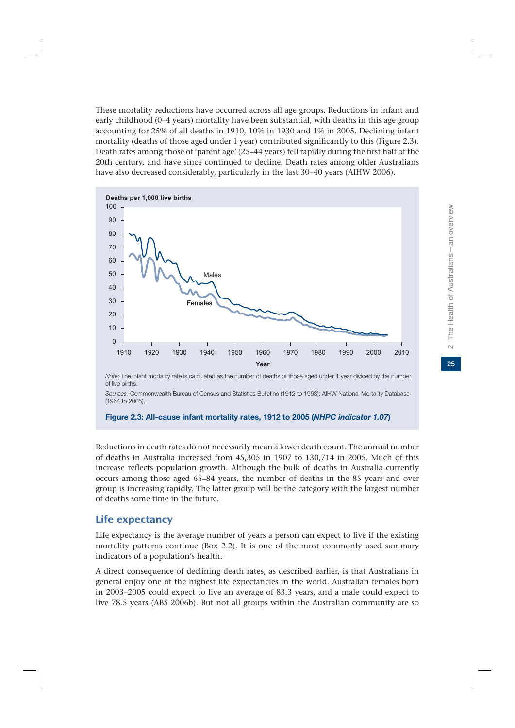These mortality reductions have occurred across all age groups. Reductions in infant and early childhood (0–4 years) mortality have been substantial, with deaths in this age group accounting for 25% of all deaths in 1910, 10% in 1930 and 1% in 2005. Declining infant mortality (deaths of those aged under 1 year) contributed significantly to this (Figure 2.3). Death rates among those of 'parent age' (25–44 years) fell rapidly during the first half of the 20th century, and have since continued to decline. Death rates among older Australians have also decreased considerably, particularly in the last 30–40 years (AIHW 2006).

*Note:* The infant mortality rate is calculated as the number of deaths of those aged under 1 year divided by the number of live births.

*Sources:* Commonwealth Bureau of Census and Statistics Bulletins (1912 to 1963); AIHW National Mortality Database (1964 to 2005).

**Figure 2.3: All-cause infant mortality rates, 1912 to 2005 (*NHPC indicator 1.07*)**

Reductions in death rates do not necessarily mean a lower death count. The annual number of deaths in Australia increased from 45,305 in 1907 to 130,714 in 2005. Much of this increase reflects population growth. Although the bulk of deaths in Australia currently occurs among those aged 65–84 years, the number of deaths in the 85 years and over group is increasing rapidly. The latter group will be the category with the largest number of deaths some time in the future.

## Life expectancy

Life expectancy is the average number of years a person can expect to live if the existing mortality patterns continue (Box 2.2). It is one of the most commonly used summary indicators of a population's health.

A direct consequence of declining death rates, as described earlier, is that Australians in general enjoy one of the highest life expectancies in the world. Australian females born in 2003–2005 could expect to live an average of 83.3 years, and a male could expect to live 78.5 years (ABS 2006b). But not all groups within the Australian community are so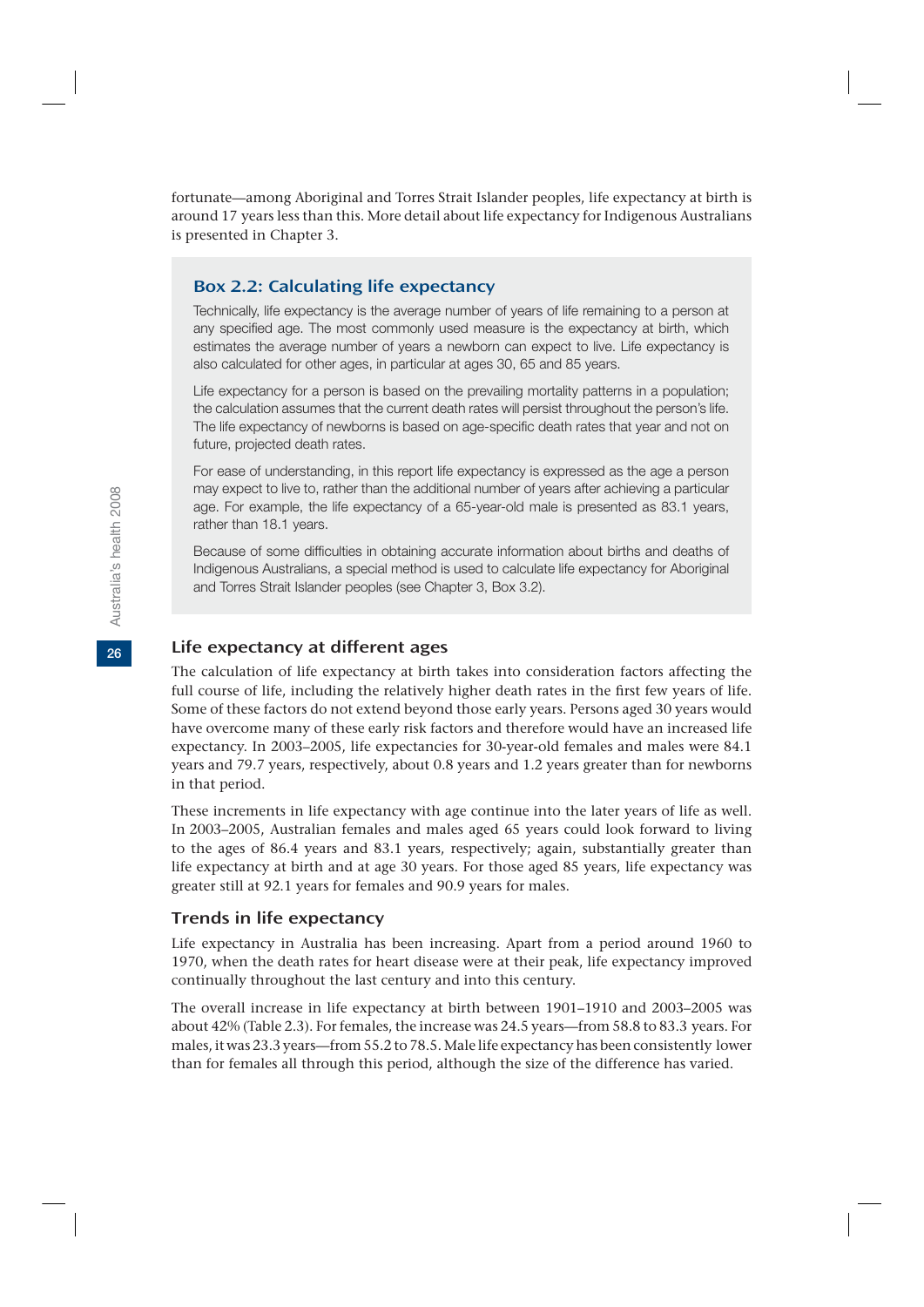fortunate—among Aboriginal and Torres Strait Islander peoples, life expectancy at birth is around 17 years less than this. More detail about life expectancy for Indigenous Australians is presented in Chapter 3.

> ### Box 2.2: Calculating life expectancy
>
> Technically, life expectancy is the average number of years of life remaining to a person at any specified age. The most commonly used measure is the expectancy at birth, which estimates the average number of years a newborn can expect to live. Life expectancy is also calculated for other ages, in particular at ages 30, 65 and 85 years.
>
> Life expectancy for a person is based on the prevailing mortality patterns in a population; the calculation assumes that the current death rates will persist throughout the person's life. The life expectancy of newborns is based on age-specific death rates that year and not on future, projected death rates.
>
> For ease of understanding, in this report life expectancy is expressed as the age a person may expect to live to, rather than the additional number of years after achieving a particular age. For example, the life expectancy of a 65-year-old male is presented as 83.1 years, rather than 18.1 years.
>
> Because of some difficulties in obtaining accurate information about births and deaths of Indigenous Australians, a special method is used to calculate life expectancy for Aboriginal and Torres Strait Islander peoples (see Chapter 3, Box 3.2).

### Life expectancy at different ages

The calculation of life expectancy at birth takes into consideration factors affecting the full course of life, including the relatively higher death rates in the first few years of life. Some of these factors do not extend beyond those early years. Persons aged 30 years would have overcome many of these early risk factors and therefore would have an increased life expectancy. In 2003–2005, life expectancies for 30-year-old females and males were 84.1 years and 79.7 years, respectively, about 0.8 years and 1.2 years greater than for newborns in that period.

These increments in life expectancy with age continue into the later years of life as well. In 2003–2005, Australian females and males aged 65 years could look forward to living to the ages of 86.4 years and 83.1 years, respectively; again, substantially greater than life expectancy at birth and at age 30 years. For those aged 85 years, life expectancy was greater still at 92.1 years for females and 90.9 years for males.

### Trends in life expectancy

Life expectancy in Australia has been increasing. Apart from a period around 1960 to 1970, when the death rates for heart disease were at their peak, life expectancy improved continually throughout the last century and into this century.

The overall increase in life expectancy at birth between 1901–1910 and 2003–2005 was about 42% (Table 2.3). For females, the increase was 24.5 years—from 58.8 to 83.3 years. For males, it was 23.3 years—from 55.2 to 78.5. Male life expectancy has been consistently lower than for females all through this period, although the size of the difference has varied.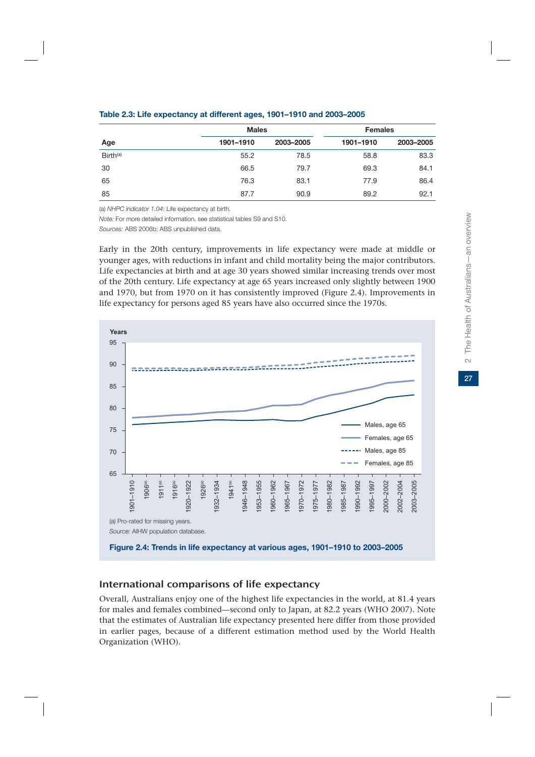**Table 2.3: Life expectancy at different ages, 1901–1910 and 2003–2005**

| | Males | | Females | |
|---|---|---|---|---|
| Age | 1901–1910 | 2003–2005 | 1901–1910 | 2003–2005 |
| Birth[(a)] | 55.2 | 78.5 | 58.8 | 83.3 |
| 30 | 66.5 | 79.7 | 69.3 | 84.1 |
| 65 | 76.3 | 83.1 | 77.9 | 86.4 |
| 85 | 87.7 | 90.9 | 89.2 | 92.1 |

(a) *NHPC indicator 1.04*: Life expectancy at birth.

*Note:* For more detailed information, see statistical tables S9 and S10.

*Sources:* ABS 2006b; ABS unpublished data.

Early in the 20th century, improvements in life expectancy were made at middle or younger ages, with reductions in infant and child mortality being the major contributors. Life expectancies at birth and at age 30 years showed similar increasing trends over most of the 20th century. Life expectancy at age 65 years increased only slightly between 1900 and 1970, but from 1970 on it has consistently improved (Figure 2.4). Improvements in life expectancy for persons aged 85 years have also occurred since the 1970s.

(a) Pro-rated for missing years.

*Source:* AIHW population database.

**Figure 2.4: Trends in life expectancy at various ages, 1901–1910 to 2003–2005**

## International comparisons of life expectancy

Overall, Australians enjoy one of the highest life expectancies in the world, at 81.4 years for males and females combined—second only to Japan, at 82.2 years (WHO 2007). Note that the estimates of Australian life expectancy presented here differ from those provided in earlier pages, because of a different estimation method used by the World Health Organization (WHO).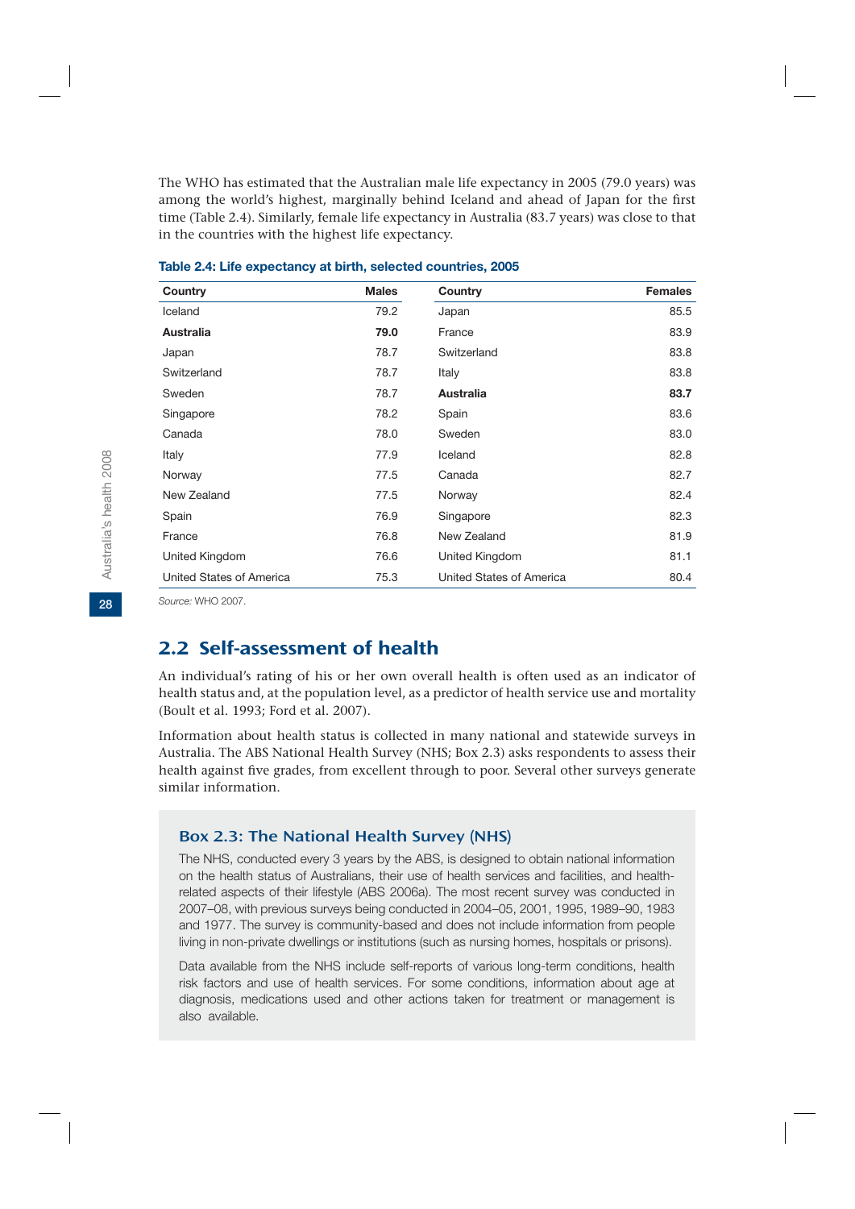The WHO has estimated that the Australian male life expectancy in 2005 (79.0 years) was among the world's highest, marginally behind Iceland and ahead of Japan for the first time (Table 2.4). Similarly, female life expectancy in Australia (83.7 years) was close to that in the countries with the highest life expectancy.

**Table 2.4: Life expectancy at birth, selected countries, 2005**

| Country | Males | Country | Females |
|---|---|---|---|
| Iceland | 79.2 | Japan | 85.5 |
| **Australia** | **79.0** | France | 83.9 |
| Japan | 78.7 | Switzerland | 83.8 |
| Switzerland | 78.7 | Italy | 83.8 |
| Sweden | 78.7 | **Australia** | **83.7** |
| Singapore | 78.2 | Spain | 83.6 |
| Canada | 78.0 | Sweden | 83.0 |
| Italy | 77.9 | Iceland | 82.8 |
| Norway | 77.5 | Canada | 82.7 |
| New Zealand | 77.5 | Norway | 82.4 |
| Spain | 76.9 | Singapore | 82.3 |
| France | 76.8 | New Zealand | 81.9 |
| United Kingdom | 76.6 | United Kingdom | 81.1 |
| United States of America | 75.3 | United States of America | 80.4 |

*Source:* WHO 2007.

## 2.2 Self-assessment of health

An individual's rating of his or her own overall health is often used as an indicator of health status and, at the population level, as a predictor of health service use and mortality (Boult et al. 1993; Ford et al. 2007).

Information about health status is collected in many national and statewide surveys in Australia. The ABS National Health Survey (NHS; Box 2.3) asks respondents to assess their health against five grades, from excellent through to poor. Several other surveys generate similar information.

### Box 2.3: The National Health Survey (NHS)

The NHS, conducted every 3 years by the ABS, is designed to obtain national information on the health status of Australians, their use of health services and facilities, and health-related aspects of their lifestyle (ABS 2006a). The most recent survey was conducted in 2007–08, with previous surveys being conducted in 2004–05, 2001, 1995, 1989–90, 1983 and 1977. The survey is community-based and does not include information from people living in non-private dwellings or institutions (such as nursing homes, hospitals or prisons).

Data available from the NHS include self-reports of various long-term conditions, health risk factors and use of health services. For some conditions, information about age at diagnosis, medications used and other actions taken for treatment or management is also available.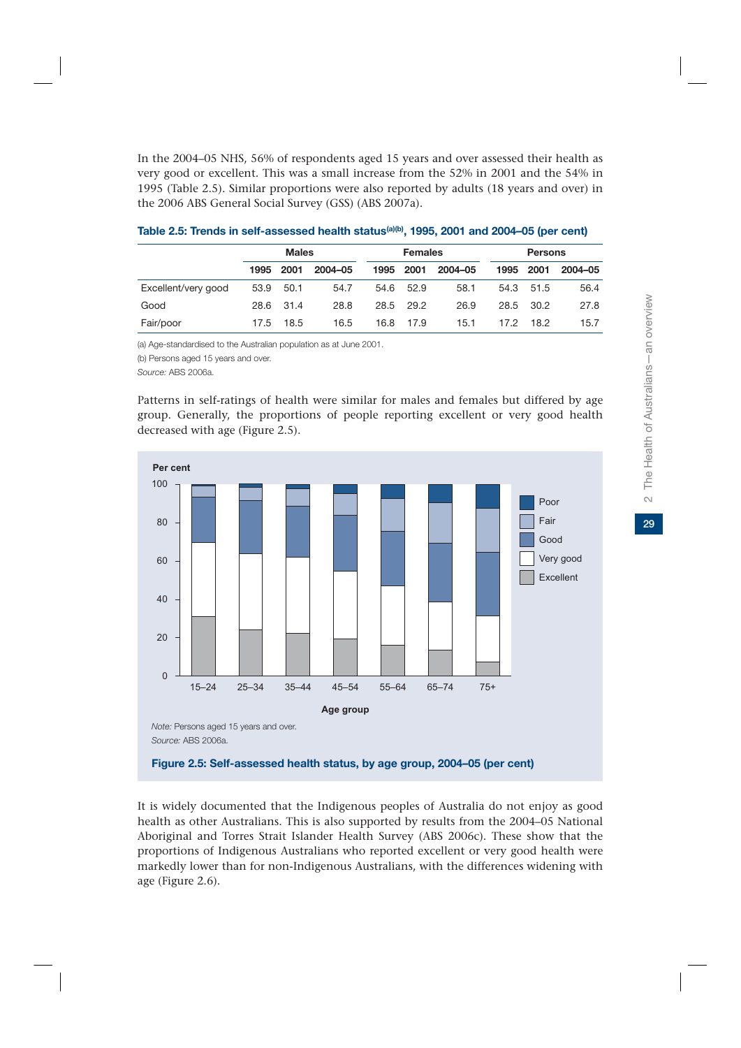In the 2004–05 NHS, 56% of respondents aged 15 years and over assessed their health as very good or excellent. This was a small increase from the 52% in 2001 and the 54% in 1995 (Table 2.5). Similar proportions were also reported by adults (18 years and over) in the 2006 ABS General Social Survey (GSS) (ABS 2007a).

**Table 2.5: Trends in self-assessed health status[(a)(b)], 1995, 2001 and 2004–05 (per cent)**

| | Males | | | Females | | | Persons | | |
|---|---|---|---|---|---|---|---|---|---|
| | 1995 | 2001 | 2004–05 | 1995 | 2001 | 2004–05 | 1995 | 2001 | 2004–05 |
| Excellent/very good | 53.9 | 50.1 | 54.7 | 54.6 | 52.9 | 58.1 | 54.3 | 51.5 | 56.4 |
| Good | 28.6 | 31.4 | 28.8 | 28.5 | 29.2 | 26.9 | 28.5 | 30.2 | 27.8 |
| Fair/poor | 17.5 | 18.5 | 16.5 | 16.8 | 17.9 | 15.1 | 17.2 | 18.2 | 15.7 |

(a) Age-standardised to the Australian population as at June 2001.

(b) Persons aged 15 years and over.

*Source:* ABS 2006a.

Patterns in self-ratings of health were similar for males and females but differed by age group. Generally, the proportions of people reporting excellent or very good health decreased with age (Figure 2.5).

*Note:* Persons aged 15 years and over.

*Source:* ABS 2006a.

**Figure 2.5: Self-assessed health status, by age group, 2004–05 (per cent)**

It is widely documented that the Indigenous peoples of Australia do not enjoy as good health as other Australians. This is also supported by results from the 2004–05 National Aboriginal and Torres Strait Islander Health Survey (ABS 2006c). These show that the proportions of Indigenous Australians who reported excellent or very good health were markedly lower than for non-Indigenous Australians, with the differences widening with age (Figure 2.6).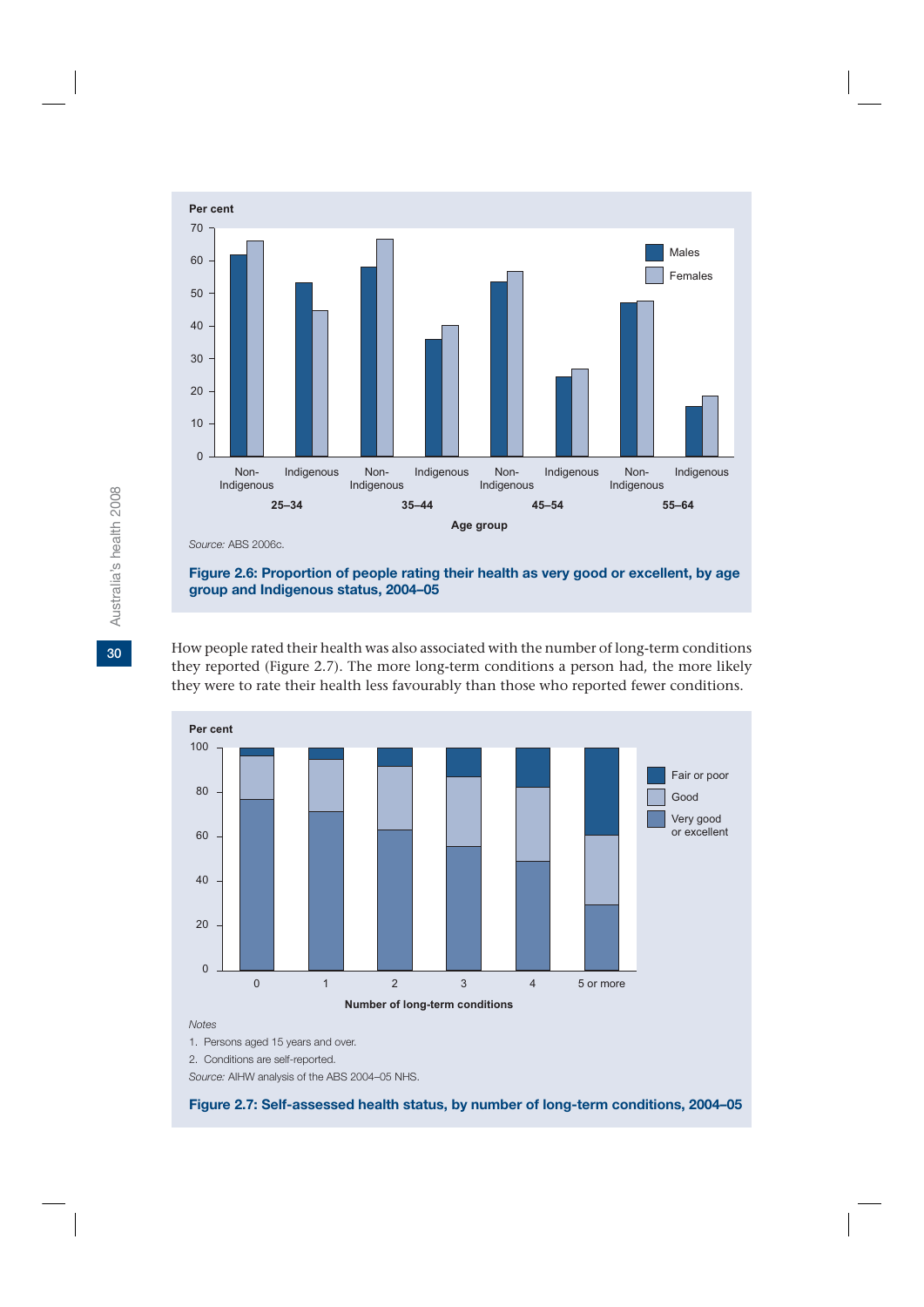Source: ABS 2006c.

**Figure 2.6: Proportion of people rating their health as very good or excellent, by age group and Indigenous status, 2004–05**

How people rated their health was also associated with the number of long-term conditions they reported (Figure 2.7). The more long-term conditions a person had, the more likely they were to rate their health less favourably than those who reported fewer conditions.

*Notes*

1. Persons aged 15 years and over.
2. Conditions are self-reported.

*Source:* AIHW analysis of the ABS 2004–05 NHS.

**Figure 2.7: Self-assessed health status, by number of long-term conditions, 2004–05**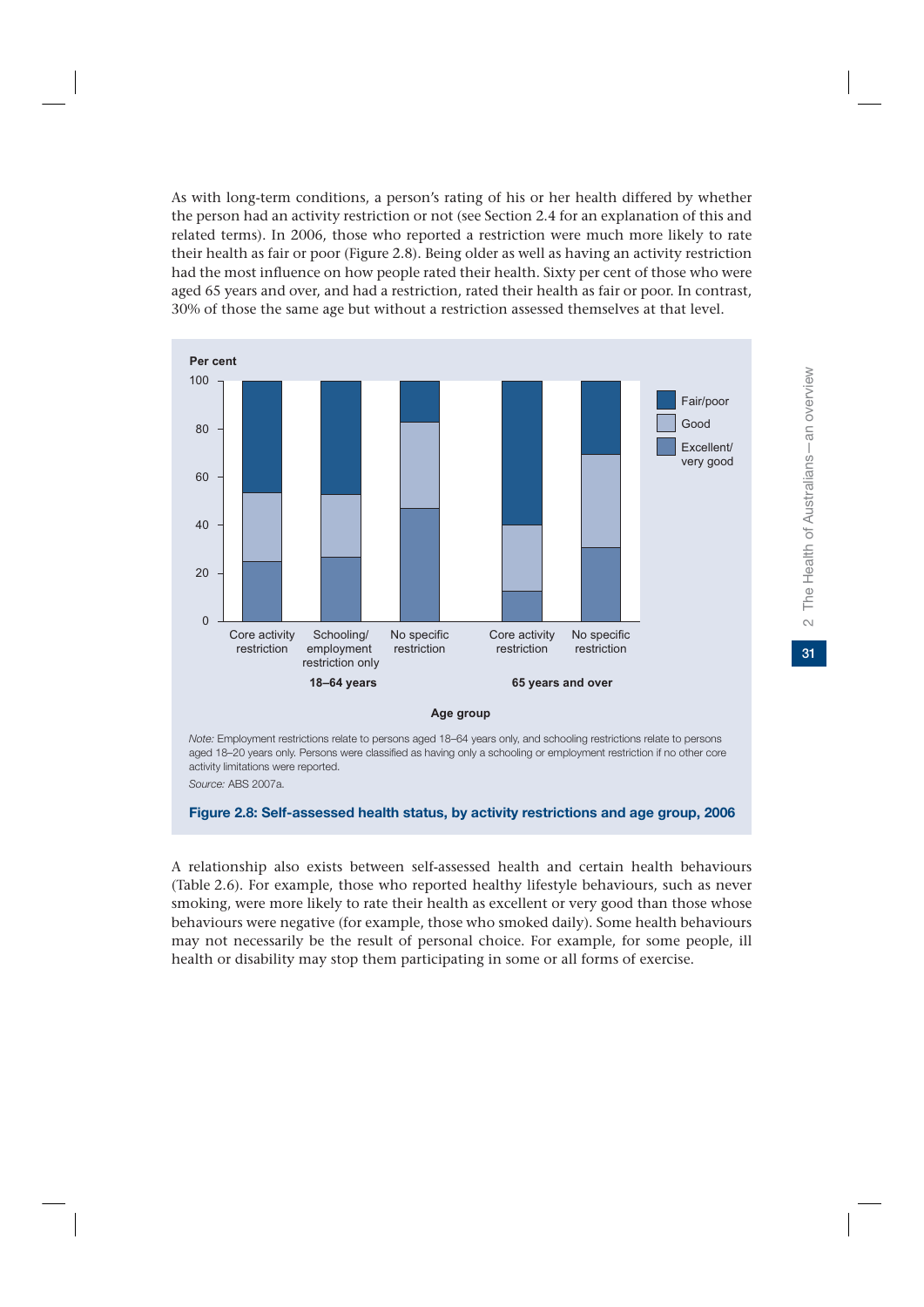As with long-term conditions, a person's rating of his or her health differed by whether the person had an activity restriction or not (see Section 2.4 for an explanation of this and related terms). In 2006, those who reported a restriction were much more likely to rate their health as fair or poor (Figure 2.8). Being older as well as having an activity restriction had the most influence on how people rated their health. Sixty per cent of those who were aged 65 years and over, and had a restriction, rated their health as fair or poor. In contrast, 30% of those the same age but without a restriction assessed themselves at that level.

*Note:* Employment restrictions relate to persons aged 18–64 years only, and schooling restrictions relate to persons aged 18–20 years only. Persons were classified as having only a schooling or employment restriction if no other core activity limitations were reported.

*Source:* ABS 2007a.

**Figure 2.8: Self-assessed health status, by activity restrictions and age group, 2006**

A relationship also exists between self-assessed health and certain health behaviours (Table 2.6). For example, those who reported healthy lifestyle behaviours, such as never smoking, were more likely to rate their health as excellent or very good than those whose behaviours were negative (for example, those who smoked daily). Some health behaviours may not necessarily be the result of personal choice. For example, for some people, ill health or disability may stop them participating in some or all forms of exercise.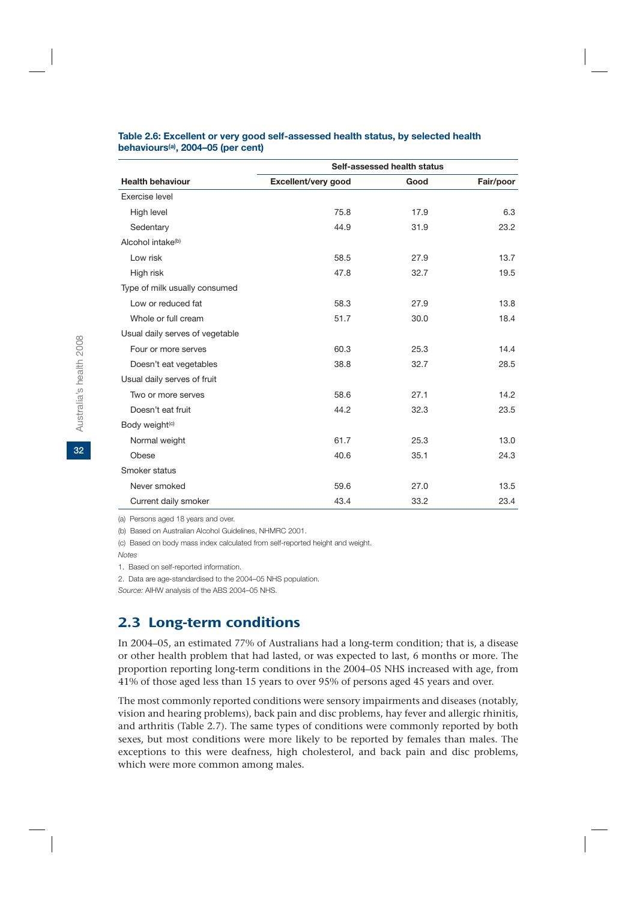**Table 2.6: Excellent or very good self-assessed health status, by selected health behaviours[a], 2004–05 (per cent)**

| | Self-assessed health status | | |
|---|---|---|---|
| **Health behaviour** | **Excellent/very good** | **Good** | **Fair/poor** |
| Exercise level | | | |
| High level | 75.8 | 17.9 | 6.3 |
| Sedentary | 44.9 | 31.9 | 23.2 |
| Alcohol intake[b] | | | |
| Low risk | 58.5 | 27.9 | 13.7 |
| High risk | 47.8 | 32.7 | 19.5 |
| Type of milk usually consumed | | | |
| Low or reduced fat | 58.3 | 27.9 | 13.8 |
| Whole or full cream | 51.7 | 30.0 | 18.4 |
| Usual daily serves of vegetable | | | |
| Four or more serves | 60.3 | 25.3 | 14.4 |
| Doesn't eat vegetables | 38.8 | 32.7 | 28.5 |
| Usual daily serves of fruit | | | |
| Two or more serves | 58.6 | 27.1 | 14.2 |
| Doesn't eat fruit | 44.2 | 32.3 | 23.5 |
| Body weight[c] | | | |
| Normal weight | 61.7 | 25.3 | 13.0 |
| Obese | 40.6 | 35.1 | 24.3 |
| Smoker status | | | |
| Never smoked | 59.6 | 27.0 | 13.5 |
| Current daily smoker | 43.4 | 33.2 | 23.4 |

(a) Persons aged 18 years and over.

(b) Based on Australian Alcohol Guidelines, NHMRC 2001.

(c) Based on body mass index calculated from self-reported height and weight.

*Notes*

1. Based on self-reported information.
2. Data are age-standardised to the 2004–05 NHS population.

*Source:* AIHW analysis of the ABS 2004–05 NHS.

## 2.3 Long-term conditions

In 2004–05, an estimated 77% of Australians had a long-term condition; that is, a disease or other health problem that had lasted, or was expected to last, 6 months or more. The proportion reporting long-term conditions in the 2004–05 NHS increased with age, from 41% of those aged less than 15 years to over 95% of persons aged 45 years and over.

The most commonly reported conditions were sensory impairments and diseases (notably, vision and hearing problems), back pain and disc problems, hay fever and allergic rhinitis, and arthritis (Table 2.7). The same types of conditions were commonly reported by both sexes, but most conditions were more likely to be reported by females than males. The exceptions to this were deafness, high cholesterol, and back pain and disc problems, which were more common among males.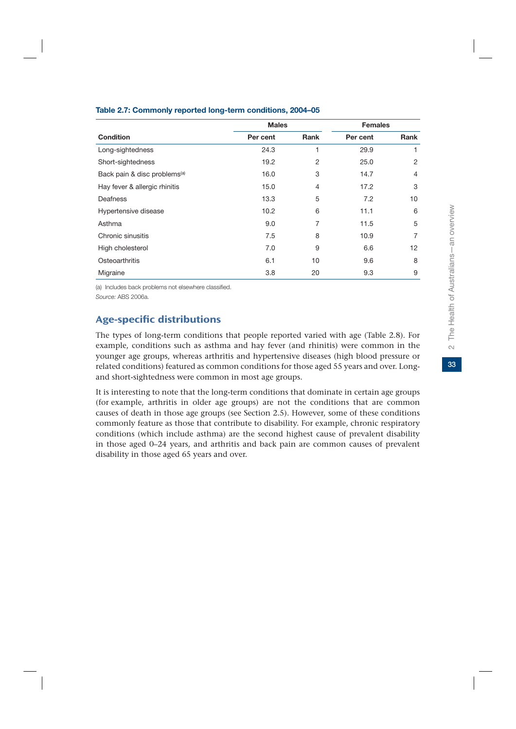**Table 2.7: Commonly reported long-term conditions, 2004–05**

| | Males | | Females | |
|---|---|---|---|---|
| Condition | Per cent | Rank | Per cent | Rank |
| Long-sightedness | 24.3 | 1 | 29.9 | 1 |
| Short-sightedness | 19.2 | 2 | 25.0 | 2 |
| Back pain & disc problems[(a)] | 16.0 | 3 | 14.7 | 4 |
| Hay fever & allergic rhinitis | 15.0 | 4 | 17.2 | 3 |
| Deafness | 13.3 | 5 | 7.2 | 10 |
| Hypertensive disease | 10.2 | 6 | 11.1 | 6 |
| Asthma | 9.0 | 7 | 11.5 | 5 |
| Chronic sinusitis | 7.5 | 8 | 10.9 | 7 |
| High cholesterol | 7.0 | 9 | 6.6 | 12 |
| Osteoarthritis | 6.1 | 10 | 9.6 | 8 |
| Migraine | 3.8 | 20 | 9.3 | 9 |

(a) Includes back problems not elsewhere classified.

*Source:* ABS 2006a.

## Age-specific distributions

The types of long-term conditions that people reported varied with age (Table 2.8). For example, conditions such as asthma and hay fever (and rhinitis) were common in the younger age groups, whereas arthritis and hypertensive diseases (high blood pressure or related conditions) featured as common conditions for those aged 55 years and over. Long- and short-sightedness were common in most age groups.

It is interesting to note that the long-term conditions that dominate in certain age groups (for example, arthritis in older age groups) are not the conditions that are common causes of death in those age groups (see Section 2.5). However, some of these conditions commonly feature as those that contribute to disability. For example, chronic respiratory conditions (which include asthma) are the second highest cause of prevalent disability in those aged 0–24 years, and arthritis and back pain are common causes of prevalent disability in those aged 65 years and over.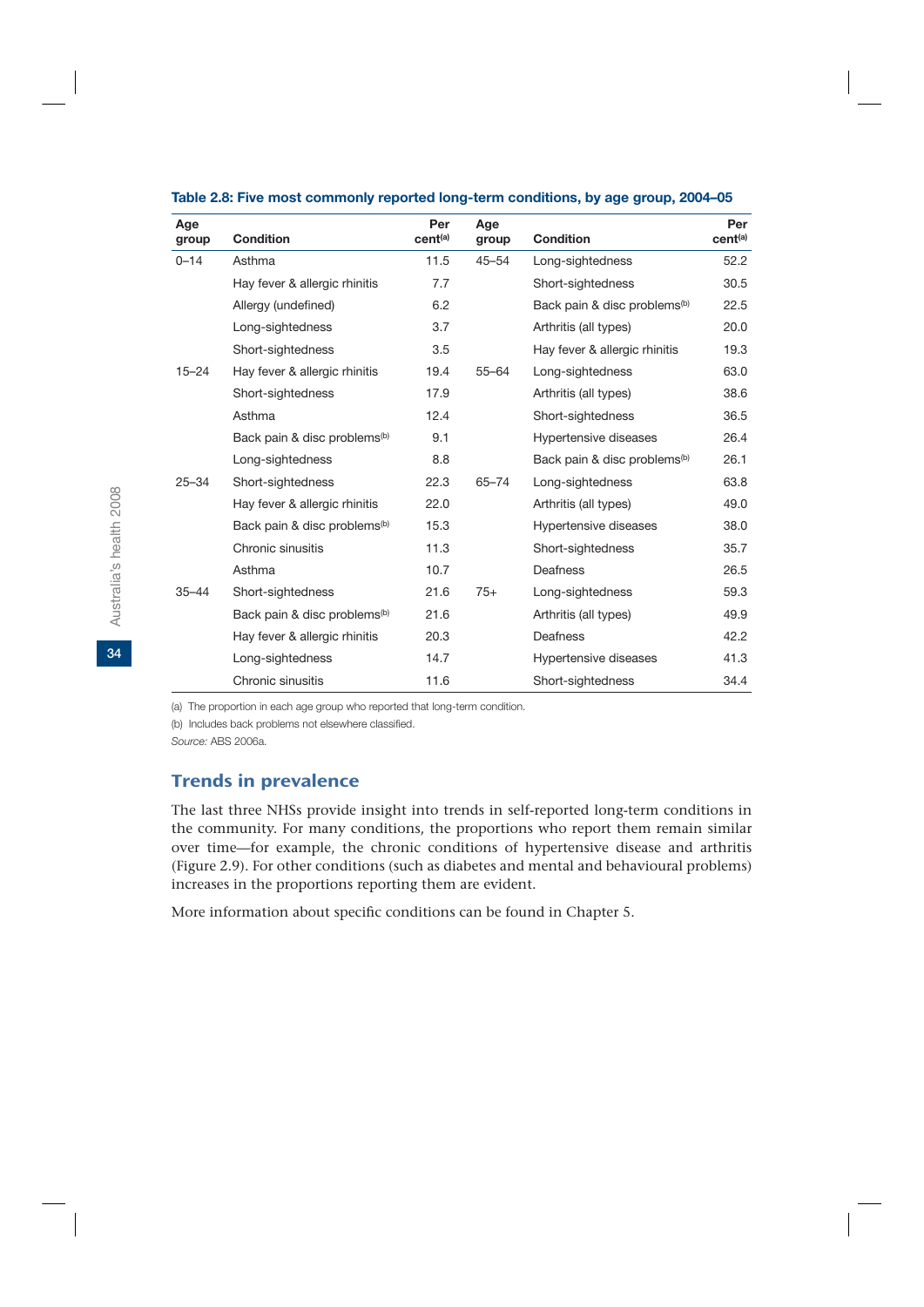**Table 2.8: Five most commonly reported long-term conditions, by age group, 2004–05**

| Age group | Condition | Per cent[(a)] | Age group | Condition | Per cent[(a)] |
|---|---|---|---|---|---|
| 0–14 | Asthma | 11.5 | 45–54 | Long-sightedness | 52.2 |
| | Hay fever & allergic rhinitis | 7.7 | | Short-sightedness | 30.5 |
| | Allergy (undefined) | 6.2 | | Back pain & disc problems[(b)] | 22.5 |
| | Long-sightedness | 3.7 | | Arthritis (all types) | 20.0 |
| | Short-sightedness | 3.5 | | Hay fever & allergic rhinitis | 19.3 |
| 15–24 | Hay fever & allergic rhinitis | 19.4 | 55–64 | Long-sightedness | 63.0 |
| | Short-sightedness | 17.9 | | Arthritis (all types) | 38.6 |
| | Asthma | 12.4 | | Short-sightedness | 36.5 |
| | Back pain & disc problems[(b)] | 9.1 | | Hypertensive diseases | 26.4 |
| | Long-sightedness | 8.8 | | Back pain & disc problems[(b)] | 26.1 |
| 25–34 | Short-sightedness | 22.3 | 65–74 | Long-sightedness | 63.8 |
| | Hay fever & allergic rhinitis | 22.0 | | Arthritis (all types) | 49.0 |
| | Back pain & disc problems[(b)] | 15.3 | | Hypertensive diseases | 38.0 |
| | Chronic sinusitis | 11.3 | | Short-sightedness | 35.7 |
| | Asthma | 10.7 | | Deafness | 26.5 |
| 35–44 | Short-sightedness | 21.6 | 75+ | Long-sightedness | 59.3 |
| | Back pain & disc problems[(b)] | 21.6 | | Arthritis (all types) | 49.9 |
| | Hay fever & allergic rhinitis | 20.3 | | Deafness | 42.2 |
| | Long-sightedness | 14.7 | | Hypertensive diseases | 41.3 |
| | Chronic sinusitis | 11.6 | | Short-sightedness | 34.4 |

(a) The proportion in each age group who reported that long-term condition.

(b) Includes back problems not elsewhere classified.

*Source:* ABS 2006a.

## Trends in prevalence

The last three NHSs provide insight into trends in self-reported long-term conditions in the community. For many conditions, the proportions who report them remain similar over time—for example, the chronic conditions of hypertensive disease and arthritis (Figure 2.9). For other conditions (such as diabetes and mental and behavioural problems) increases in the proportions reporting them are evident.

More information about specific conditions can be found in Chapter 5.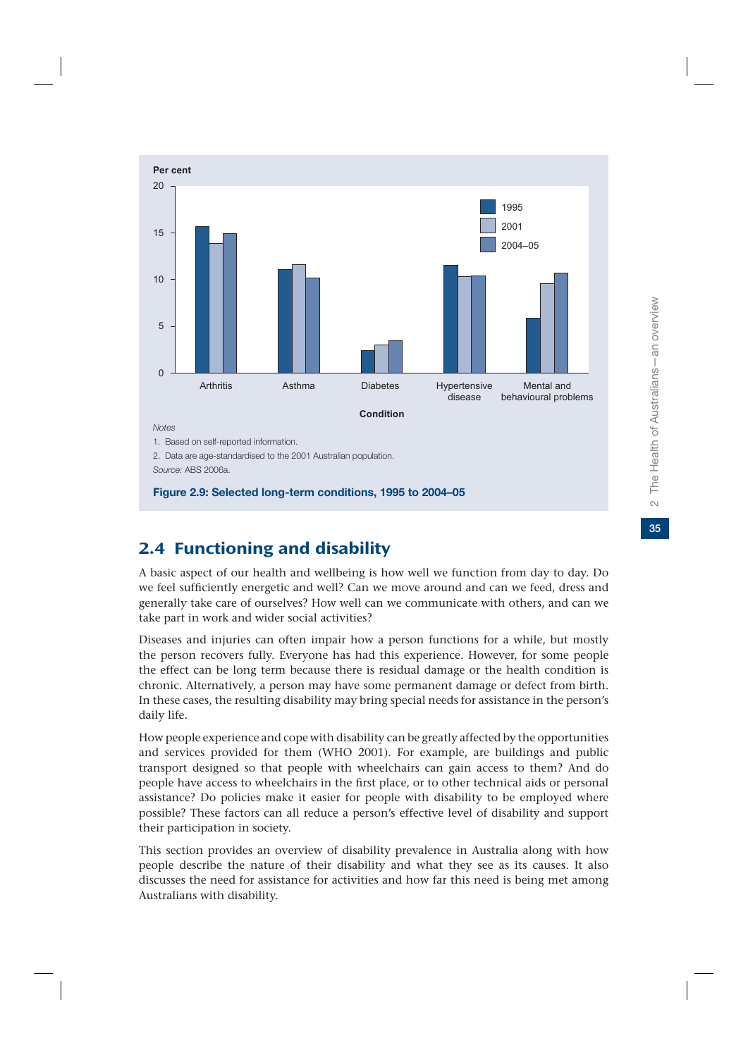Per cent

Notes

1. Based on self-reported information.

2. Data are age-standardised to the 2001 Australian population.

*Source:* ABS 2006a.

**Figure 2.9: Selected long-term conditions, 1995 to 2004–05**

## 2.4 Functioning and disability

A basic aspect of our health and wellbeing is how well we function from day to day. Do we feel sufficiently energetic and well? Can we move around and can we feed, dress and generally take care of ourselves? How well can we communicate with others, and can we take part in work and wider social activities?

Diseases and injuries can often impair how a person functions for a while, but mostly the person recovers fully. Everyone has had this experience. However, for some people the effect can be long term because there is residual damage or the health condition is chronic. Alternatively, a person may have some permanent damage or defect from birth. In these cases, the resulting disability may bring special needs for assistance in the person's daily life.

How people experience and cope with disability can be greatly affected by the opportunities and services provided for them (WHO 2001). For example, are buildings and public transport designed so that people with wheelchairs can gain access to them? And do people have access to wheelchairs in the first place, or to other technical aids or personal assistance? Do policies make it easier for people with disability to be employed where possible? These factors can all reduce a person's effective level of disability and support their participation in society.

This section provides an overview of disability prevalence in Australia along with how people describe the nature of their disability and what they see as its causes. It also discusses the need for assistance for activities and how far this need is being met among Australians with disability.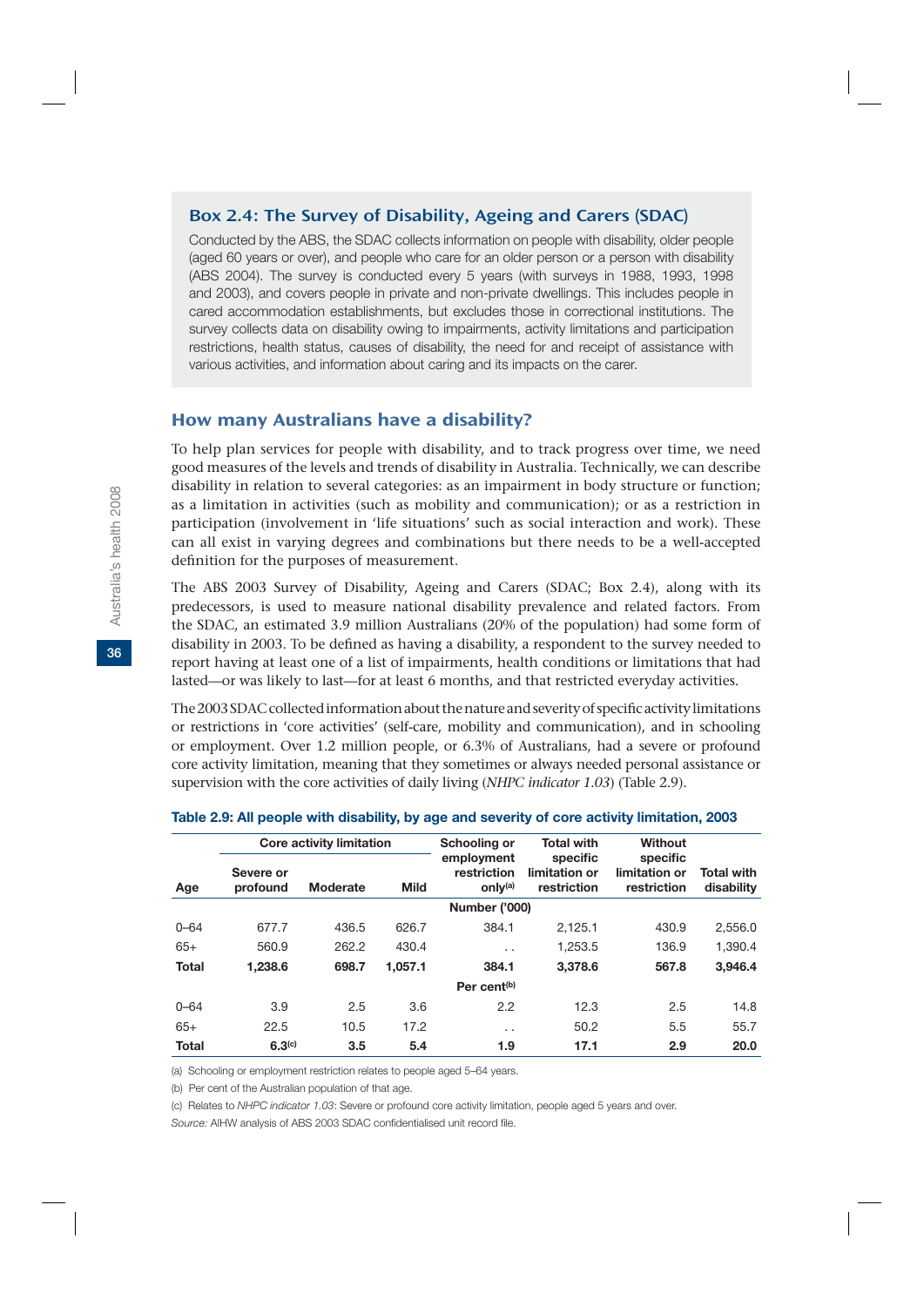### Box 2.4: The Survey of Disability, Ageing and Carers (SDAC)

Conducted by the ABS, the SDAC collects information on people with disability, older people (aged 60 years or over), and people who care for an older person or a person with disability (ABS 2004). The survey is conducted every 5 years (with surveys in 1988, 1993, 1998 and 2003), and covers people in private and non-private dwellings. This includes people in cared accommodation establishments, but excludes those in correctional institutions. The survey collects data on disability owing to impairments, activity limitations and participation restrictions, health status, causes of disability, the need for and receipt of assistance with various activities, and information about caring and its impacts on the carer.

## How many Australians have a disability?

To help plan services for people with disability, and to track progress over time, we need good measures of the levels and trends of disability in Australia. Technically, we can describe disability in relation to several categories: as an impairment in body structure or function; as a limitation in activities (such as mobility and communication); or as a restriction in participation (involvement in 'life situations' such as social interaction and work). These can all exist in varying degrees and combinations but there needs to be a well-accepted definition for the purposes of measurement.

The ABS 2003 Survey of Disability, Ageing and Carers (SDAC; Box 2.4), along with its predecessors, is used to measure national disability prevalence and related factors. From the SDAC, an estimated 3.9 million Australians (20% of the population) had some form of disability in 2003. To be defined as having a disability, a respondent to the survey needed to report having at least one of a list of impairments, health conditions or limitations that had lasted—or was likely to last—for at least 6 months, and that restricted everyday activities.

The 2003 SDAC collected information about the nature and severity of specific activity limitations or restrictions in 'core activities' (self-care, mobility and communication), and in schooling or employment. Over 1.2 million people, or 6.3% of Australians, had a severe or profound core activity limitation, meaning that they sometimes or always needed personal assistance or supervision with the core activities of daily living (*NHPC indicator 1.03*) (Table 2.9).

**Table 2.9: All people with disability, by age and severity of core activity limitation, 2003**

| | Core activity limitation | | | Schooling or employment restriction only[(a)] | Total with specific limitation or restriction | Without specific limitation or restriction | Total with disability |
|---|---|---|---|---|---|---|---|
| **Age** | **Severe or profound** | **Moderate** | **Mild** | | | | |
| | | | | **Number ('000)** | | | |
| 0–64 | 677.7 | 436.5 | 626.7 | 384.1 | 2,125.1 | 430.9 | 2,556.0 |
| 65+ | 560.9 | 262.2 | 430.4 | . . | 1,253.5 | 136.9 | 1,390.4 |
| **Total** | **1,238.6** | **698.7** | **1,057.1** | **384.1** | **3,378.6** | **567.8** | **3,946.4** |
| | | | | **Per cent[(b)]** | | | |
| 0–64 | 3.9 | 2.5 | 3.6 | 2.2 | 12.3 | 2.5 | 14.8 |
| 65+ | 22.5 | 10.5 | 17.2 | . . | 50.2 | 5.5 | 55.7 |
| **Total** | **6.3[(c)]** | **3.5** | **5.4** | **1.9** | **17.1** | **2.9** | **20.0** |

(a) Schooling or employment restriction relates to people aged 5–64 years.

(b) Per cent of the Australian population of that age.

(c) Relates to *NHPC indicator 1.03*: Severe or profound core activity limitation, people aged 5 years and over.

*Source:* AIHW analysis of ABS 2003 SDAC confidentialised unit record file.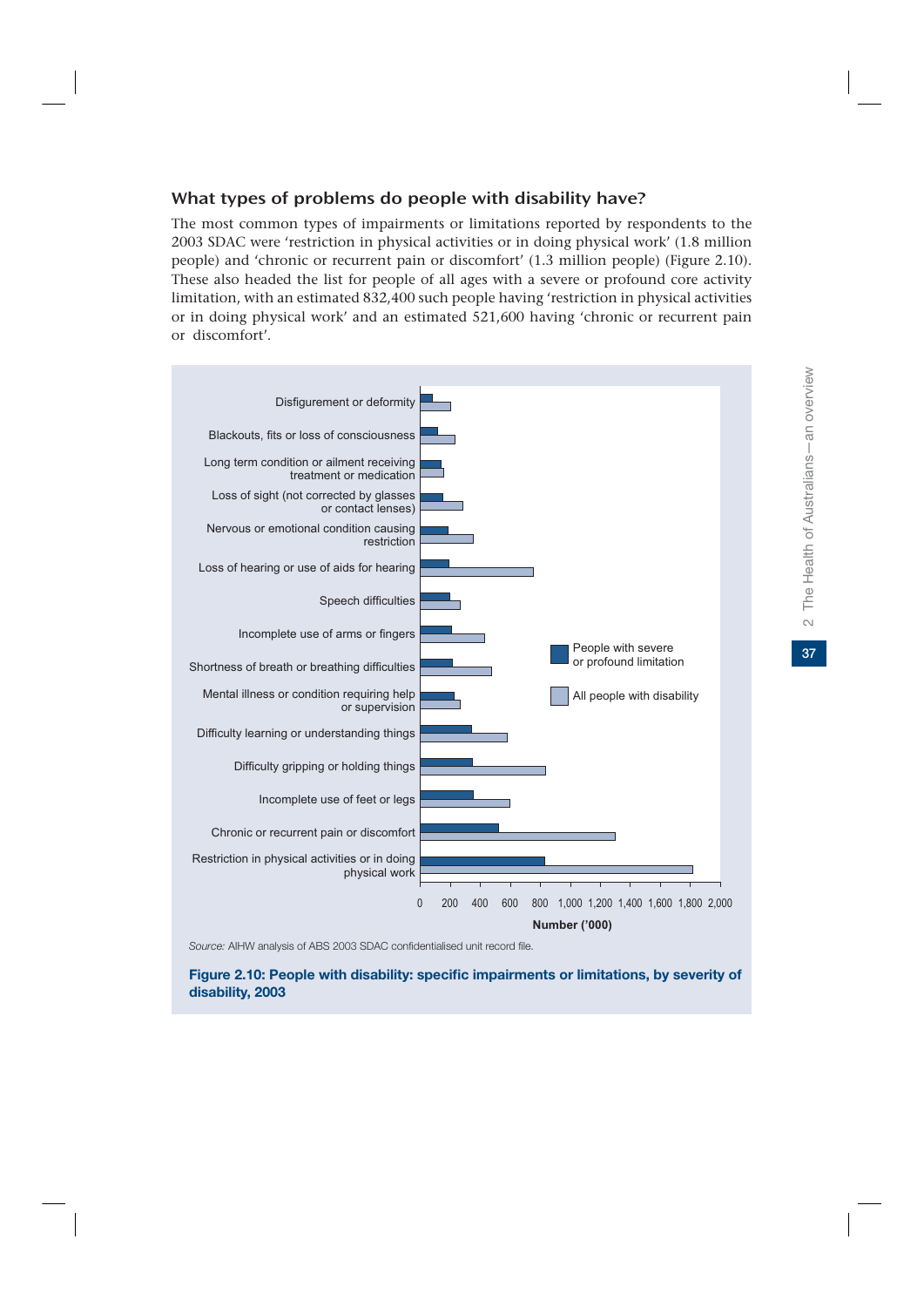### What types of problems do people with disability have?

The most common types of impairments or limitations reported by respondents to the 2003 SDAC were 'restriction in physical activities or in doing physical work' (1.8 million people) and 'chronic or recurrent pain or discomfort' (1.3 million people) (Figure 2.10). These also headed the list for people of all ages with a severe or profound core activity limitation, with an estimated 832,400 such people having 'restriction in physical activities or in doing physical work' and an estimated 521,600 having 'chronic or recurrent pain or discomfort'.

*Source:* AIHW analysis of ABS 2003 SDAC confidentialised unit record file.

**Figure 2.10: People with disability: specific impairments or limitations, by severity of disability, 2003**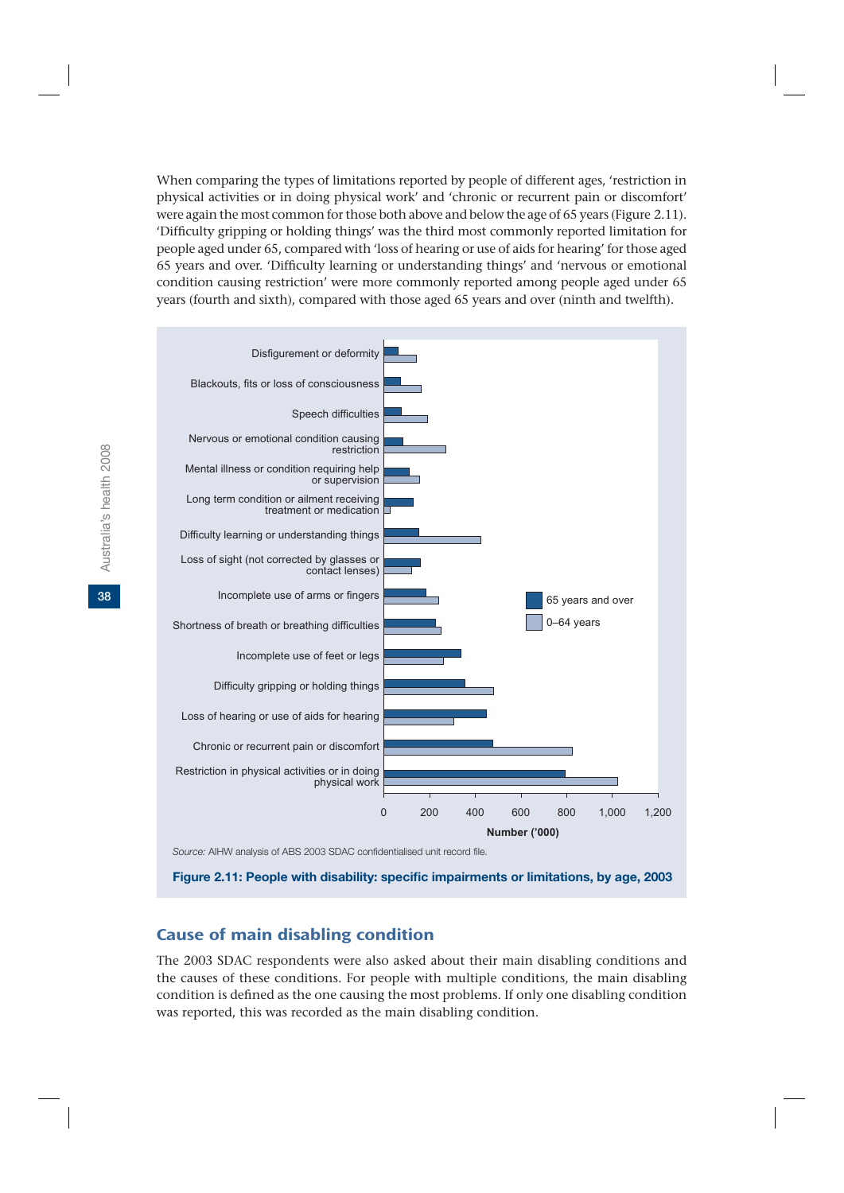When comparing the types of limitations reported by people of different ages, 'restriction in physical activities or in doing physical work' and 'chronic or recurrent pain or discomfort' were again the most common for those both above and below the age of 65 years (Figure 2.11). 'Difficulty gripping or holding things' was the third most commonly reported limitation for people aged under 65, compared with 'loss of hearing or use of aids for hearing' for those aged 65 years and over. 'Difficulty learning or understanding things' and 'nervous or emotional condition causing restriction' were more commonly reported among people aged under 65 years (fourth and sixth), compared with those aged 65 years and over (ninth and twelfth).

*Source:* AIHW analysis of ABS 2003 SDAC confidentialised unit record file.

**Figure 2.11: People with disability: specific impairments or limitations, by age, 2003**

## Cause of main disabling condition

The 2003 SDAC respondents were also asked about their main disabling conditions and the causes of these conditions. For people with multiple conditions, the main disabling condition is defined as the one causing the most problems. If only one disabling condition was reported, this was recorded as the main disabling condition.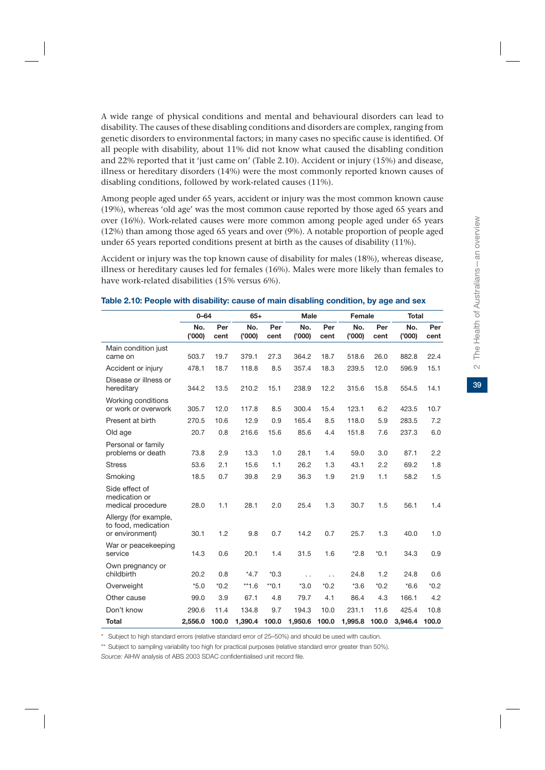A wide range of physical conditions and mental and behavioural disorders can lead to disability. The causes of these disabling conditions and disorders are complex, ranging from genetic disorders to environmental factors; in many cases no specific cause is identified. Of all people with disability, about 11% did not know what caused the disabling condition and 22% reported that it 'just came on' (Table 2.10). Accident or injury (15%) and disease, illness or hereditary disorders (14%) were the most commonly reported known causes of disabling conditions, followed by work-related causes (11%).

Among people aged under 65 years, accident or injury was the most common known cause (19%), whereas 'old age' was the most common cause reported by those aged 65 years and over (16%). Work-related causes were more common among people aged under 65 years (12%) than among those aged 65 years and over (9%). A notable proportion of people aged under 65 years reported conditions present at birth as the causes of disability (11%).

Accident or injury was the top known cause of disability for males (18%), whereas disease, illness or hereditary causes led for females (16%). Males were more likely than females to have work-related disabilities (15% versus 6%).

**Table 2.10: People with disability: cause of main disabling condition, by age and sex**

| | 0–64 | | 65+ | | Male | | Female | | Total | |
|---|---|---|---|---|---|---|---|---|---|---|
| | No. ('000) | Per cent | No. ('000) | Per cent | No. ('000) | Per cent | No. ('000) | Per cent | No. ('000) | Per cent |
| Main condition just came on | 503.7 | 19.7 | 379.1 | 27.3 | 364.2 | 18.7 | 518.6 | 26.0 | 882.8 | 22.4 |
| Accident or injury | 478.1 | 18.7 | 118.8 | 8.5 | 357.4 | 18.3 | 239.5 | 12.0 | 596.9 | 15.1 |
| Disease or illness or hereditary | 344.2 | 13.5 | 210.2 | 15.1 | 238.9 | 12.2 | 315.6 | 15.8 | 554.5 | 14.1 |
| Working conditions or work or overwork | 305.7 | 12.0 | 117.8 | 8.5 | 300.4 | 15.4 | 123.1 | 6.2 | 423.5 | 10.7 |
| Present at birth | 270.5 | 10.6 | 12.9 | 0.9 | 165.4 | 8.5 | 118.0 | 5.9 | 283.5 | 7.2 |
| Old age | 20.7 | 0.8 | 216.6 | 15.6 | 85.6 | 4.4 | 151.8 | 7.6 | 237.3 | 6.0 |
| Personal or family problems or death | 73.8 | 2.9 | 13.3 | 1.0 | 28.1 | 1.4 | 59.0 | 3.0 | 87.1 | 2.2 |
| Stress | 53.6 | 2.1 | 15.6 | 1.1 | 26.2 | 1.3 | 43.1 | 2.2 | 69.2 | 1.8 |
| Smoking | 18.5 | 0.7 | 39.8 | 2.9 | 36.3 | 1.9 | 21.9 | 1.1 | 58.2 | 1.5 |
| Side effect of medication or medical procedure | 28.0 | 1.1 | 28.1 | 2.0 | 25.4 | 1.3 | 30.7 | 1.5 | 56.1 | 1.4 |
| Allergy (for example, to food, medication or environment) | 30.1 | 1.2 | 9.8 | 0.7 | 14.2 | 0.7 | 25.7 | 1.3 | 40.0 | 1.0 |
| War or peacekeeping service | 14.3 | 0.6 | 20.1 | 1.4 | 31.5 | 1.6 | *2.8 | *0.1 | 34.3 | 0.9 |
| Own pregnancy or childbirth | 20.2 | 0.8 | *4.7 | *0.3 | . . | . . | 24.8 | 1.2 | 24.8 | 0.6 |
| Overweight | *5.0 | *0.2 | **1.6 | **0.1 | *3.0 | *0.2 | *3.6 | *0.2 | *6.6 | *0.2 |
| Other cause | 99.0 | 3.9 | 67.1 | 4.8 | 79.7 | 4.1 | 86.4 | 4.3 | 166.1 | 4.2 |
| Don't know | 290.6 | 11.4 | 134.8 | 9.7 | 194.3 | 10.0 | 231.1 | 11.6 | 425.4 | 10.8 |
| **Total** | **2,556.0** | **100.0** | **1,390.4** | **100.0** | **1,950.6** | **100.0** | **1,995.8** | **100.0** | **3,946.4** | **100.0** |

\* Subject to high standard errors (relative standard error of 25–50%) and should be used with caution.

\*\* Subject to sampling variability too high for practical purposes (relative standard error greater than 50%).

*Source:* AIHW analysis of ABS 2003 SDAC confidentialised unit record file.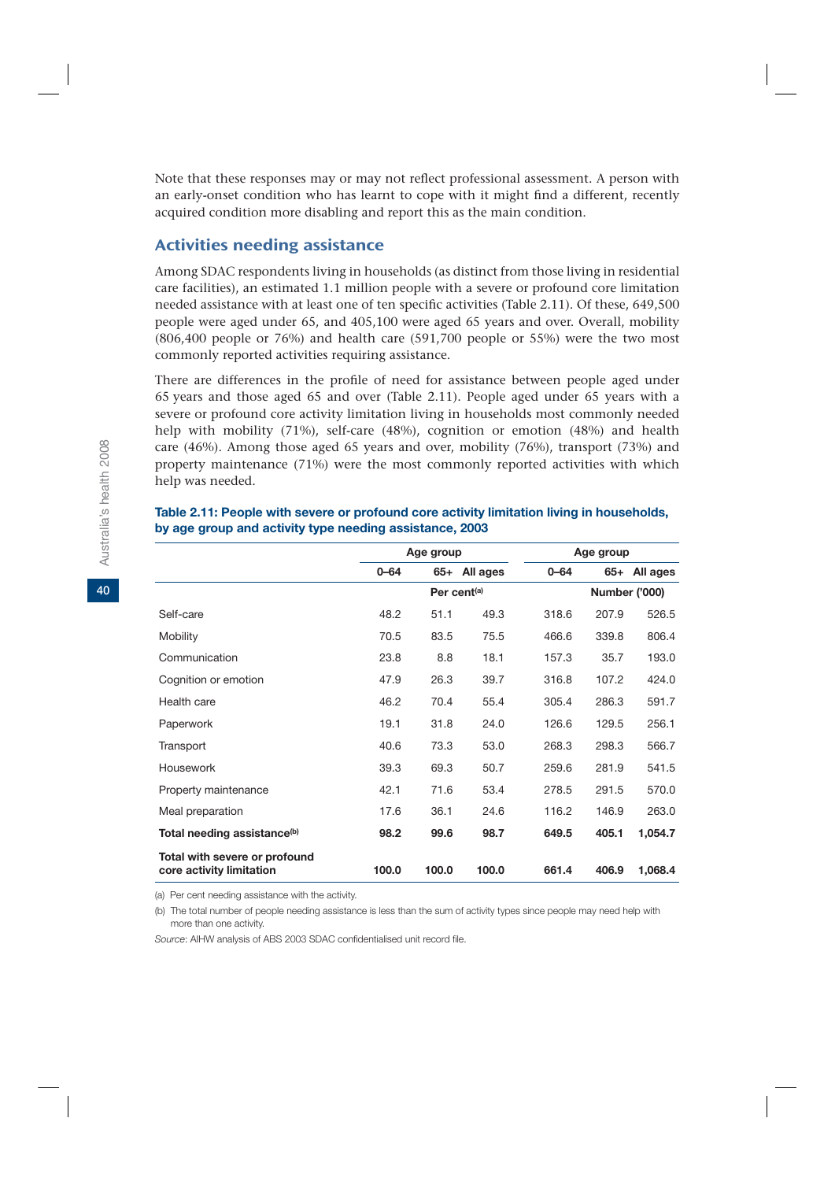Note that these responses may or may not reflect professional assessment. A person with an early-onset condition who has learnt to cope with it might find a different, recently acquired condition more disabling and report this as the main condition.

## Activities needing assistance

Among SDAC respondents living in households (as distinct from those living in residential care facilities), an estimated 1.1 million people with a severe or profound core limitation needed assistance with at least one of ten specific activities (Table 2.11). Of these, 649,500 people were aged under 65, and 405,100 were aged 65 years and over. Overall, mobility (806,400 people or 76%) and health care (591,700 people or 55%) were the two most commonly reported activities requiring assistance.

There are differences in the profile of need for assistance between people aged under 65 years and those aged 65 and over (Table 2.11). People aged under 65 years with a severe or profound core activity limitation living in households most commonly needed help with mobility (71%), self-care (48%), cognition or emotion (48%) and health care (46%). Among those aged 65 years and over, mobility (76%), transport (73%) and property maintenance (71%) were the most commonly reported activities with which help was needed.

**Table 2.11: People with severe or profound core activity limitation living in households, by age group and activity type needing assistance, 2003**

| | Age group | | | Age group | | |
|---|---|---|---|---|---|---|
| | 0–64 | 65+ | All ages | 0–64 | 65+ | All ages |
| | Per cent[(a)] | | | Number ('000) | | |
| Self-care | 48.2 | 51.1 | 49.3 | 318.6 | 207.9 | 526.5 |
| Mobility | 70.5 | 83.5 | 75.5 | 466.6 | 339.8 | 806.4 |
| Communication | 23.8 | 8.8 | 18.1 | 157.3 | 35.7 | 193.0 |
| Cognition or emotion | 47.9 | 26.3 | 39.7 | 316.8 | 107.2 | 424.0 |
| Health care | 46.2 | 70.4 | 55.4 | 305.4 | 286.3 | 591.7 |
| Paperwork | 19.1 | 31.8 | 24.0 | 126.6 | 129.5 | 256.1 |
| Transport | 40.6 | 73.3 | 53.0 | 268.3 | 298.3 | 566.7 |
| Housework | 39.3 | 69.3 | 50.7 | 259.6 | 281.9 | 541.5 |
| Property maintenance | 42.1 | 71.6 | 53.4 | 278.5 | 291.5 | 570.0 |
| Meal preparation | 17.6 | 36.1 | 24.6 | 116.2 | 146.9 | 263.0 |
| **Total needing assistance[(b)]** | **98.2** | **99.6** | **98.7** | **649.5** | **405.1** | **1,054.7** |
| **Total with severe or profound core activity limitation** | **100.0** | **100.0** | **100.0** | **661.4** | **406.9** | **1,068.4** |

(a) Per cent needing assistance with the activity.

(b) The total number of people needing assistance is less than the sum of activity types since people may need help with more than one activity.

*Source*: AIHW analysis of ABS 2003 SDAC confidentialised unit record file.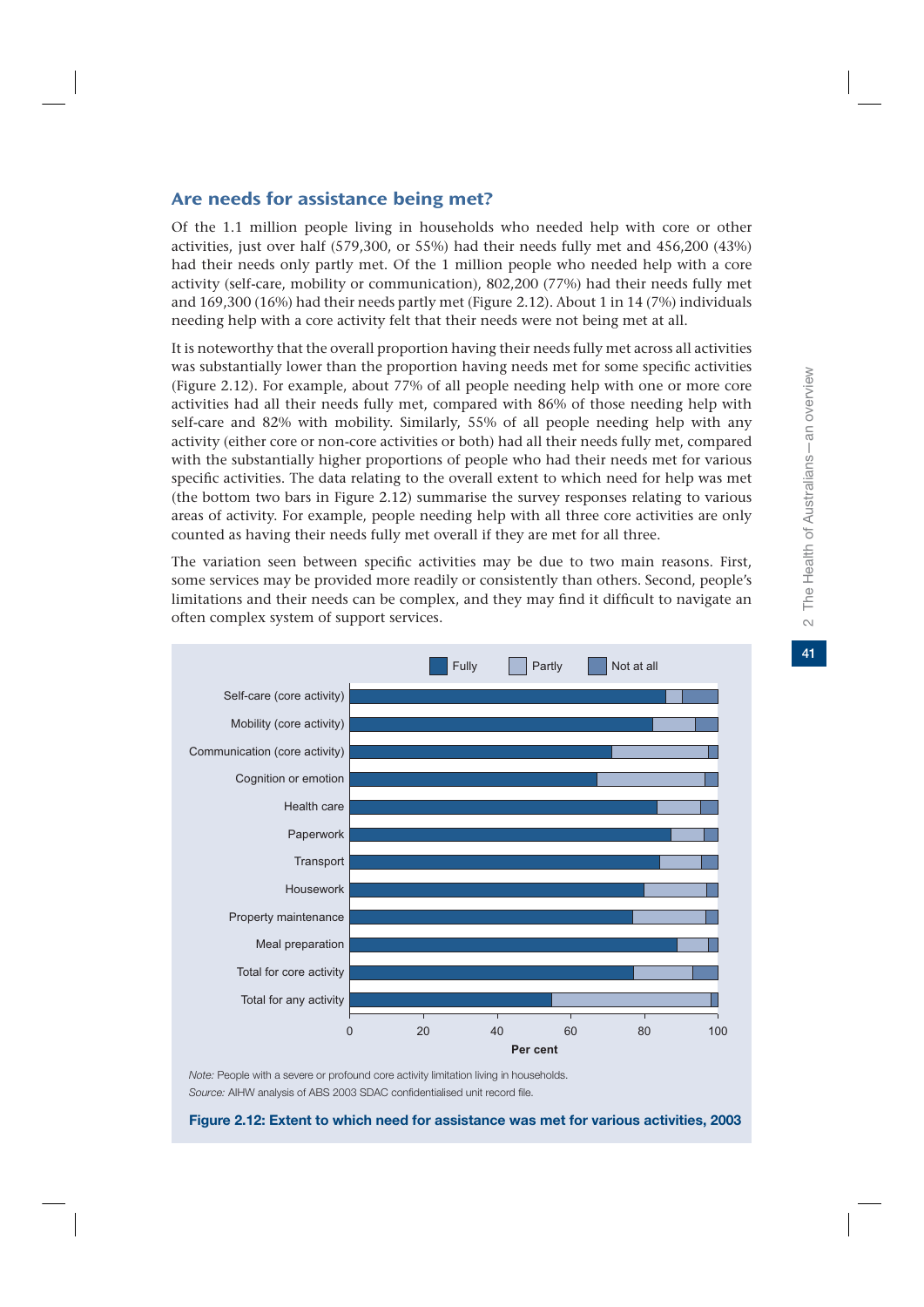## Are needs for assistance being met?

Of the 1.1 million people living in households who needed help with core or other activities, just over half (579,300, or 55%) had their needs fully met and 456,200 (43%) had their needs only partly met. Of the 1 million people who needed help with a core activity (self-care, mobility or communication), 802,200 (77%) had their needs fully met and 169,300 (16%) had their needs partly met (Figure 2.12). About 1 in 14 (7%) individuals needing help with a core activity felt that their needs were not being met at all.

It is noteworthy that the overall proportion having their needs fully met across all activities was substantially lower than the proportion having needs met for some specific activities (Figure 2.12). For example, about 77% of all people needing help with one or more core activities had all their needs fully met, compared with 86% of those needing help with self-care and 82% with mobility. Similarly, 55% of all people needing help with any activity (either core or non-core activities or both) had all their needs fully met, compared with the substantially higher proportions of people who had their needs met for various specific activities. The data relating to the overall extent to which need for help was met (the bottom two bars in Figure 2.12) summarise the survey responses relating to various areas of activity. For example, people needing help with all three core activities are only counted as having their needs fully met overall if they are met for all three.

The variation seen between specific activities may be due to two main reasons. First, some services may be provided more readily or consistently than others. Second, people's limitations and their needs can be complex, and they may find it difficult to navigate an often complex system of support services.

*Note:* People with a severe or profound core activity limitation living in households.

*Source:* AIHW analysis of ABS 2003 SDAC confidentialised unit record file.

**Figure 2.12: Extent to which need for assistance was met for various activities, 2003**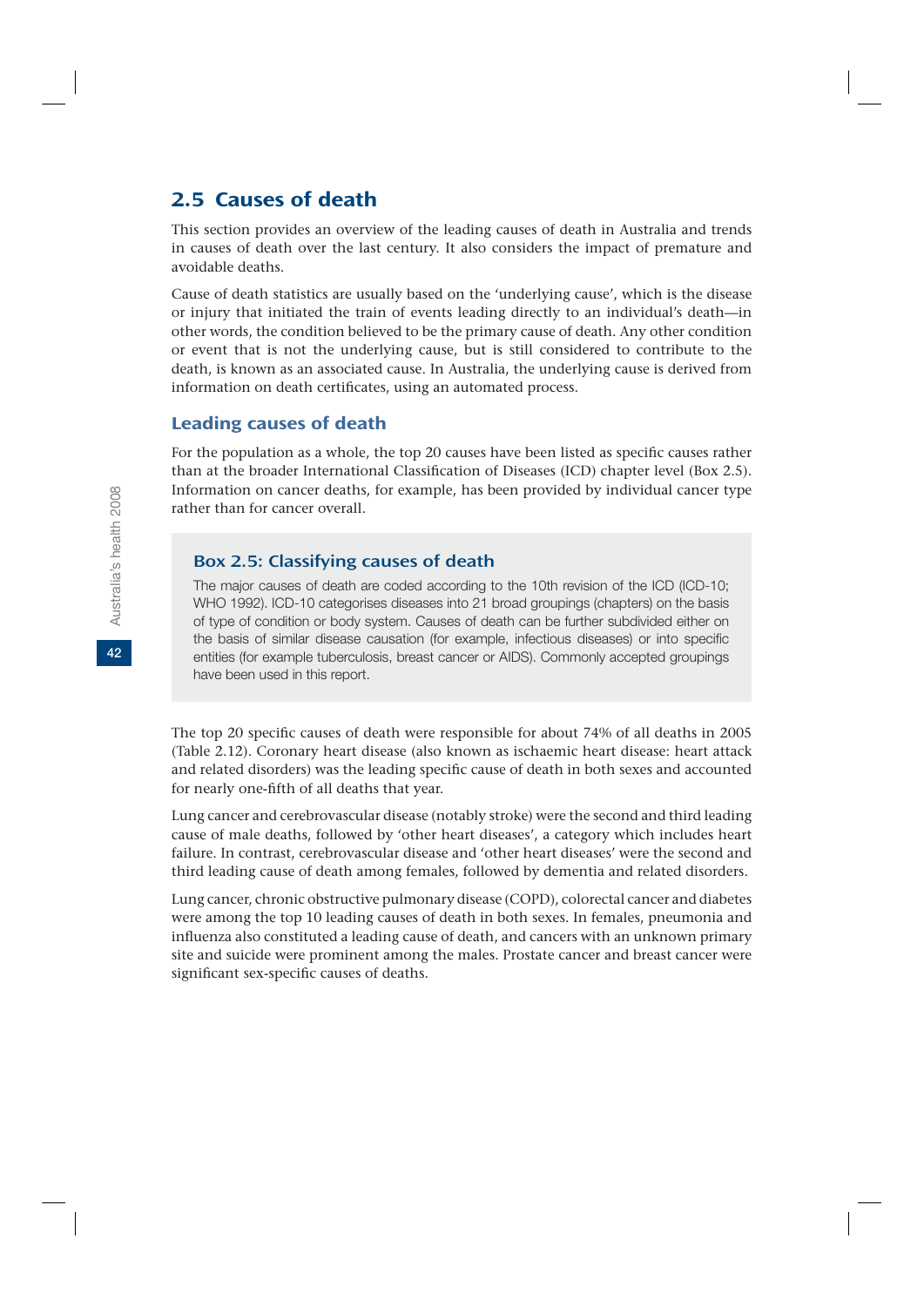## 2.5 Causes of death

This section provides an overview of the leading causes of death in Australia and trends in causes of death over the last century. It also considers the impact of premature and avoidable deaths.

Cause of death statistics are usually based on the 'underlying cause', which is the disease or injury that initiated the train of events leading directly to an individual's death—in other words, the condition believed to be the primary cause of death. Any other condition or event that is not the underlying cause, but is still considered to contribute to the death, is known as an associated cause. In Australia, the underlying cause is derived from information on death certificates, using an automated process.

### Leading causes of death

For the population as a whole, the top 20 causes have been listed as specific causes rather than at the broader International Classification of Diseases (ICD) chapter level (Box 2.5). Information on cancer deaths, for example, has been provided by individual cancer type rather than for cancer overall.

#### Box 2.5: Classifying causes of death

The major causes of death are coded according to the 10th revision of the ICD (ICD-10; WHO 1992). ICD-10 categorises diseases into 21 broad groupings (chapters) on the basis of type of condition or body system. Causes of death can be further subdivided either on the basis of similar disease causation (for example, infectious diseases) or into specific entities (for example tuberculosis, breast cancer or AIDS). Commonly accepted groupings have been used in this report.

The top 20 specific causes of death were responsible for about 74% of all deaths in 2005 (Table 2.12). Coronary heart disease (also known as ischaemic heart disease: heart attack and related disorders) was the leading specific cause of death in both sexes and accounted for nearly one-fifth of all deaths that year.

Lung cancer and cerebrovascular disease (notably stroke) were the second and third leading cause of male deaths, followed by 'other heart diseases', a category which includes heart failure. In contrast, cerebrovascular disease and 'other heart diseases' were the second and third leading cause of death among females, followed by dementia and related disorders.

Lung cancer, chronic obstructive pulmonary disease (COPD), colorectal cancer and diabetes were among the top 10 leading causes of death in both sexes. In females, pneumonia and influenza also constituted a leading cause of death, and cancers with an unknown primary site and suicide were prominent among the males. Prostate cancer and breast cancer were significant sex-specific causes of deaths.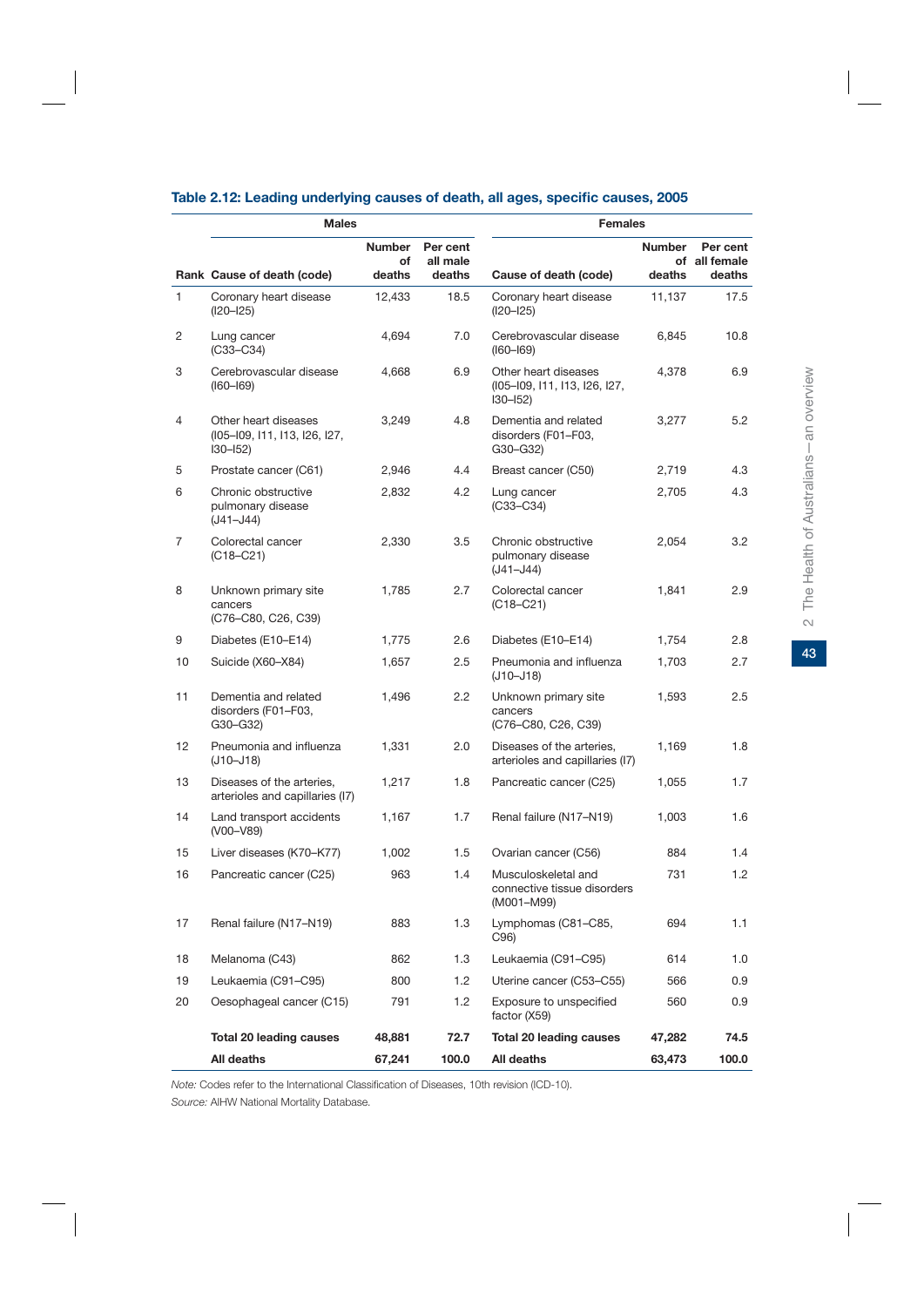**Table 2.12: Leading underlying causes of death, all ages, specific causes, 2005**

| | Males | | | Females | | |
|---|---|---|---|---|---|---|
| Rank | Cause of death (code) | Number of deaths | Per cent all male deaths | Cause of death (code) | Number of deaths | Per cent all female deaths |
| 1 | Coronary heart disease (I20–I25) | 12,433 | 18.5 | Coronary heart disease (I20–I25) | 11,137 | 17.5 |
| 2 | Lung cancer (C33–C34) | 4,694 | 7.0 | Cerebrovascular disease (I60–I69) | 6,845 | 10.8 |
| 3 | Cerebrovascular disease (I60–I69) | 4,668 | 6.9 | Other heart diseases (I05–I09, I11, I13, I26, I27, I30–I52) | 4,378 | 6.9 |
| 4 | Other heart diseases (I05–I09, I11, I13, I26, I27, I30–I52) | 3,249 | 4.8 | Dementia and related disorders (F01–F03, G30–G32) | 3,277 | 5.2 |
| 5 | Prostate cancer (C61) | 2,946 | 4.4 | Breast cancer (C50) | 2,719 | 4.3 |
| 6 | Chronic obstructive pulmonary disease (J41–J44) | 2,832 | 4.2 | Lung cancer (C33–C34) | 2,705 | 4.3 |
| 7 | Colorectal cancer (C18–C21) | 2,330 | 3.5 | Chronic obstructive pulmonary disease (J41–J44) | 2,054 | 3.2 |
| 8 | Unknown primary site cancers (C76–C80, C26, C39) | 1,785 | 2.7 | Colorectal cancer (C18–C21) | 1,841 | 2.9 |
| 9 | Diabetes (E10–E14) | 1,775 | 2.6 | Diabetes (E10–E14) | 1,754 | 2.8 |
| 10 | Suicide (X60–X84) | 1,657 | 2.5 | Pneumonia and influenza (J10–J18) | 1,703 | 2.7 |
| 11 | Dementia and related disorders (F01–F03, G30–G32) | 1,496 | 2.2 | Unknown primary site cancers (C76–C80, C26, C39) | 1,593 | 2.5 |
| 12 | Pneumonia and influenza (J10–J18) | 1,331 | 2.0 | Diseases of the arteries, arterioles and capillaries (I7) | 1,169 | 1.8 |
| 13 | Diseases of the arteries, arterioles and capillaries (I7) | 1,217 | 1.8 | Pancreatic cancer (C25) | 1,055 | 1.7 |
| 14 | Land transport accidents (V00–V89) | 1,167 | 1.7 | Renal failure (N17–N19) | 1,003 | 1.6 |
| 15 | Liver diseases (K70–K77) | 1,002 | 1.5 | Ovarian cancer (C56) | 884 | 1.4 |
| 16 | Pancreatic cancer (C25) | 963 | 1.4 | Musculoskeletal and connective tissue disorders (M001–M99) | 731 | 1.2 |
| 17 | Renal failure (N17–N19) | 883 | 1.3 | Lymphomas (C81–C85, C96) | 694 | 1.1 |
| 18 | Melanoma (C43) | 862 | 1.3 | Leukaemia (C91–C95) | 614 | 1.0 |
| 19 | Leukaemia (C91–C95) | 800 | 1.2 | Uterine cancer (C53–C55) | 566 | 0.9 |
| 20 | Oesophageal cancer (C15) | 791 | 1.2 | Exposure to unspecified factor (X59) | 560 | 0.9 |
| | **Total 20 leading causes** | **48,881** | **72.7** | **Total 20 leading causes** | **47,282** | **74.5** |
| | **All deaths** | **67,241** | **100.0** | **All deaths** | **63,473** | **100.0** |

*Note:* Codes refer to the International Classification of Diseases, 10th revision (ICD-10).

*Source:* AIHW National Mortality Database.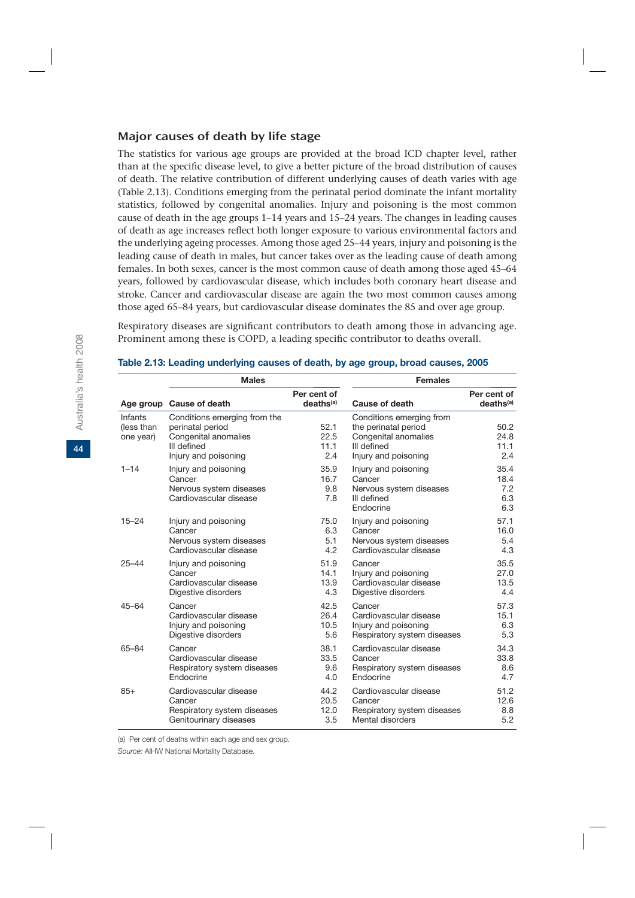## Major causes of death by life stage

The statistics for various age groups are provided at the broad ICD chapter level, rather than at the specific disease level, to give a better picture of the broad distribution of causes of death. The relative contribution of different underlying causes of death varies with age (Table 2.13). Conditions emerging from the perinatal period dominate the infant mortality statistics, followed by congenital anomalies. Injury and poisoning is the most common cause of death in the age groups 1–14 years and 15–24 years. The changes in leading causes of death as age increases reflect both longer exposure to various environmental factors and the underlying ageing processes. Among those aged 25–44 years, injury and poisoning is the leading cause of death in males, but cancer takes over as the leading cause of death among females. In both sexes, cancer is the most common cause of death among those aged 45–64 years, followed by cardiovascular disease, which includes both coronary heart disease and stroke. Cancer and cardiovascular disease are again the two most common causes among those aged 65–84 years, but cardiovascular disease dominates the 85 and over age group.

Respiratory diseases are significant contributors to death among those in advancing age. Prominent among these is COPD, a leading specific contributor to deaths overall.

**Table 2.13: Leading underlying causes of death, by age group, broad causes, 2005**

| | Males | | Females | |
|---|---|---|---|---|
| Age group | Cause of death | Per cent of deaths[(a)] | Cause of death | Per cent of deaths[(a)] |
| Infants (less than one year) | Conditions emerging from the perinatal period | 52.1 | Conditions emerging from the perinatal period | 50.2 |
| | Congenital anomalies | 22.5 | Congenital anomalies | 24.8 |
| | Ill defined | 11.1 | Ill defined | 11.1 |
| | Injury and poisoning | 2.4 | Injury and poisoning | 2.4 |
| 1–14 | Injury and poisoning | 35.9 | Injury and poisoning | 35.4 |
| | Cancer | 16.7 | Cancer | 18.4 |
| | Nervous system diseases | 9.8 | Nervous system diseases | 7.2 |
| | Cardiovascular disease | 7.8 | Ill defined | 6.3 |
| | | | Endocrine | 6.3 |
| 15–24 | Injury and poisoning | 75.0 | Injury and poisoning | 57.1 |
| | Cancer | 6.3 | Cancer | 16.0 |
| | Nervous system diseases | 5.1 | Nervous system diseases | 5.4 |
| | Cardiovascular disease | 4.2 | Cardiovascular disease | 4.3 |
| 25–44 | Injury and poisoning | 51.9 | Cancer | 35.5 |
| | Cancer | 14.1 | Injury and poisoning | 27.0 |
| | Cardiovascular disease | 13.9 | Cardiovascular disease | 13.5 |
| | Digestive disorders | 4.3 | Digestive disorders | 4.4 |
| 45–64 | Cancer | 42.5 | Cancer | 57.3 |
| | Cardiovascular disease | 26.4 | Cardiovascular disease | 15.1 |
| | Injury and poisoning | 10.5 | Injury and poisoning | 6.3 |
| | Digestive disorders | 5.6 | Respiratory system diseases | 5.3 |
| 65–84 | Cancer | 38.1 | Cardiovascular disease | 34.3 |
| | Cardiovascular disease | 33.5 | Cancer | 33.8 |
| | Respiratory system diseases | 9.6 | Respiratory system diseases | 8.6 |
| | Endocrine | 4.0 | Endocrine | 4.7 |
| 85+ | Cardiovascular disease | 44.2 | Cardiovascular disease | 51.2 |
| | Cancer | 20.5 | Cancer | 12.6 |
| | Respiratory system diseases | 12.0 | Respiratory system diseases | 8.8 |
| | Genitourinary diseases | 3.5 | Mental disorders | 5.2 |

(a) Per cent of deaths within each age and sex group.

*Source:* AIHW National Mortality Database.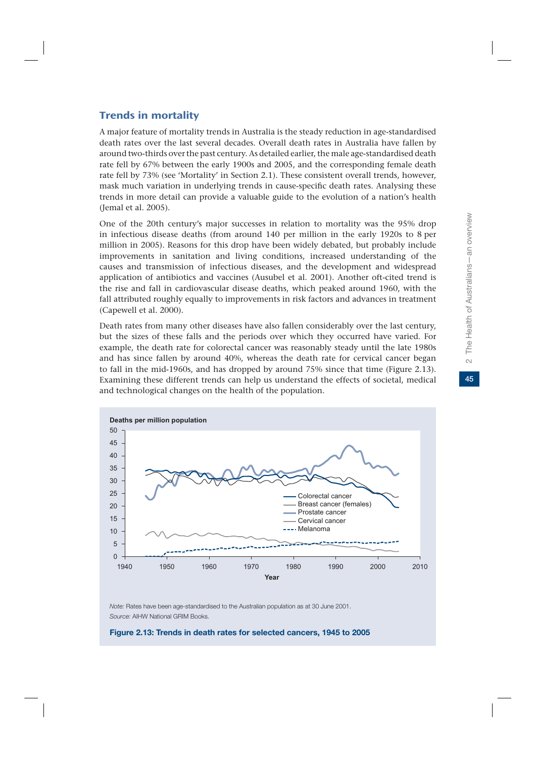## Trends in mortality

A major feature of mortality trends in Australia is the steady reduction in age-standardised death rates over the last several decades. Overall death rates in Australia have fallen by around two-thirds over the past century. As detailed earlier, the male age-standardised death rate fell by 67% between the early 1900s and 2005, and the corresponding female death rate fell by 73% (see 'Mortality' in Section 2.1). These consistent overall trends, however, mask much variation in underlying trends in cause-specific death rates. Analysing these trends in more detail can provide a valuable guide to the evolution of a nation's health (Jemal et al. 2005).

One of the 20th century's major successes in relation to mortality was the 95% drop in infectious disease deaths (from around 140 per million in the early 1920s to 8 per million in 2005). Reasons for this drop have been widely debated, but probably include improvements in sanitation and living conditions, increased understanding of the causes and transmission of infectious diseases, and the development and widespread application of antibiotics and vaccines (Ausubel et al. 2001). Another oft-cited trend is the rise and fall in cardiovascular disease deaths, which peaked around 1960, with the fall attributed roughly equally to improvements in risk factors and advances in treatment (Capewell et al. 2000).

Death rates from many other diseases have also fallen considerably over the last century, but the sizes of these falls and the periods over which they occurred have varied. For example, the death rate for colorectal cancer was reasonably steady until the late 1980s and has since fallen by around 40%, whereas the death rate for cervical cancer began to fall in the mid-1960s, and has dropped by around 75% since that time (Figure 2.13). Examining these different trends can help us understand the effects of societal, medical and technological changes on the health of the population.

*Note:* Rates have been age-standardised to the Australian population as at 30 June 2001.
*Source:* AIHW National GRIM Books.

**Figure 2.13: Trends in death rates for selected cancers, 1945 to 2005**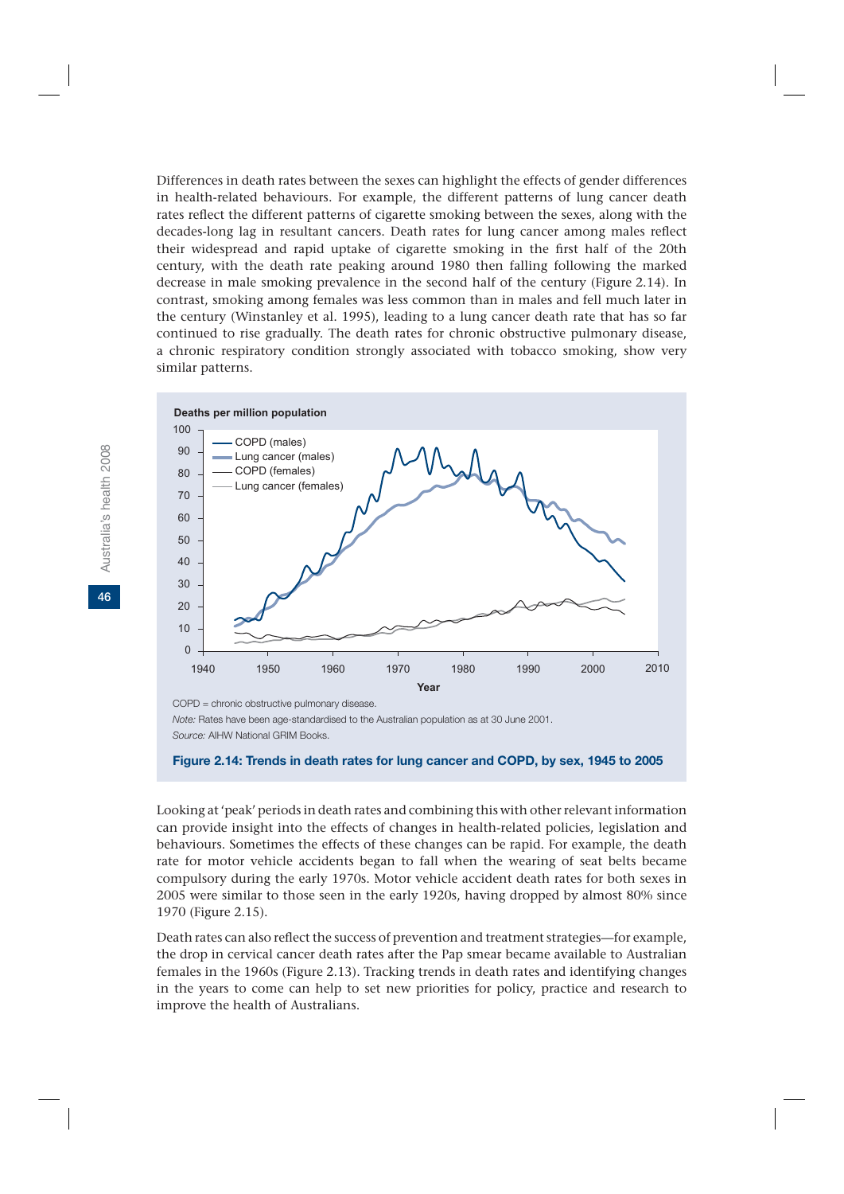Differences in death rates between the sexes can highlight the effects of gender differences in health-related behaviours. For example, the different patterns of lung cancer death rates reflect the different patterns of cigarette smoking between the sexes, along with the decades-long lag in resultant cancers. Death rates for lung cancer among males reflect their widespread and rapid uptake of cigarette smoking in the first half of the 20th century, with the death rate peaking around 1980 then falling following the marked decrease in male smoking prevalence in the second half of the century (Figure 2.14). In contrast, smoking among females was less common than in males and fell much later in the century (Winstanley et al. 1995), leading to a lung cancer death rate that has so far continued to rise gradually. The death rates for chronic obstructive pulmonary disease, a chronic respiratory condition strongly associated with tobacco smoking, show very similar patterns.

COPD = chronic obstructive pulmonary disease.

*Note:* Rates have been age-standardised to the Australian population as at 30 June 2001.

*Source:* AIHW National GRIM Books.

**Figure 2.14: Trends in death rates for lung cancer and COPD, by sex, 1945 to 2005**

Looking at 'peak' periods in death rates and combining this with other relevant information can provide insight into the effects of changes in health-related policies, legislation and behaviours. Sometimes the effects of these changes can be rapid. For example, the death rate for motor vehicle accidents began to fall when the wearing of seat belts became compulsory during the early 1970s. Motor vehicle accident death rates for both sexes in 2005 were similar to those seen in the early 1920s, having dropped by almost 80% since 1970 (Figure 2.15).

Death rates can also reflect the success of prevention and treatment strategies—for example, the drop in cervical cancer death rates after the Pap smear became available to Australian females in the 1960s (Figure 2.13). Tracking trends in death rates and identifying changes in the years to come can help to set new priorities for policy, practice and research to improve the health of Australians.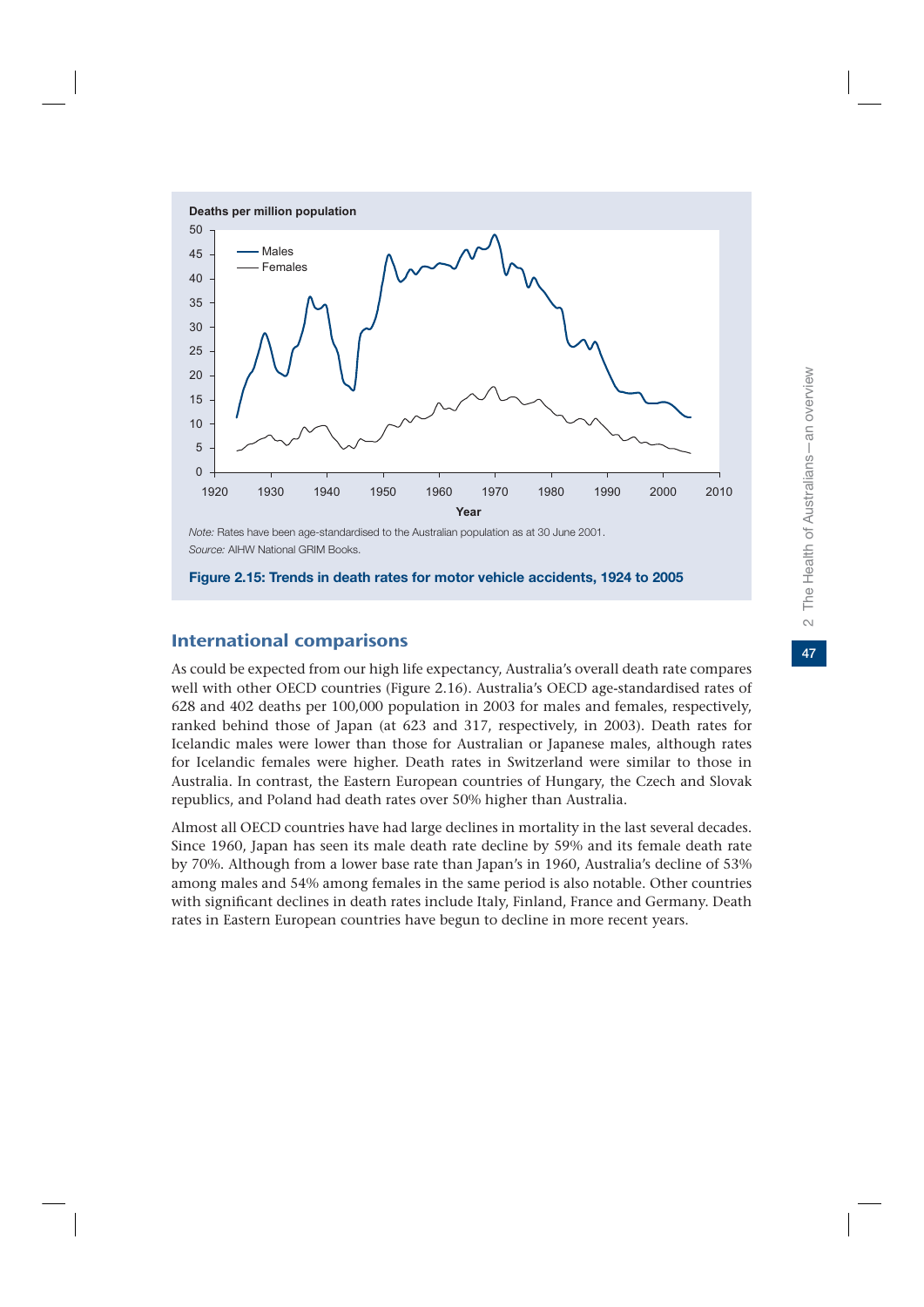Note: Rates have been age-standardised to the Australian population as at 30 June 2001.
Source: AIHW National GRIM Books.

**Figure 2.15: Trends in death rates for motor vehicle accidents, 1924 to 2005**

## International comparisons

As could be expected from our high life expectancy, Australia's overall death rate compares well with other OECD countries (Figure 2.16). Australia's OECD age-standardised rates of 628 and 402 deaths per 100,000 population in 2003 for males and females, respectively, ranked behind those of Japan (at 623 and 317, respectively, in 2003). Death rates for Icelandic males were lower than those for Australian or Japanese males, although rates for Icelandic females were higher. Death rates in Switzerland were similar to those in Australia. In contrast, the Eastern European countries of Hungary, the Czech and Slovak republics, and Poland had death rates over 50% higher than Australia.

Almost all OECD countries have had large declines in mortality in the last several decades. Since 1960, Japan has seen its male death rate decline by 59% and its female death rate by 70%. Although from a lower base rate than Japan's in 1960, Australia's decline of 53% among males and 54% among females in the same period is also notable. Other countries with significant declines in death rates include Italy, Finland, France and Germany. Death rates in Eastern European countries have begun to decline in more recent years.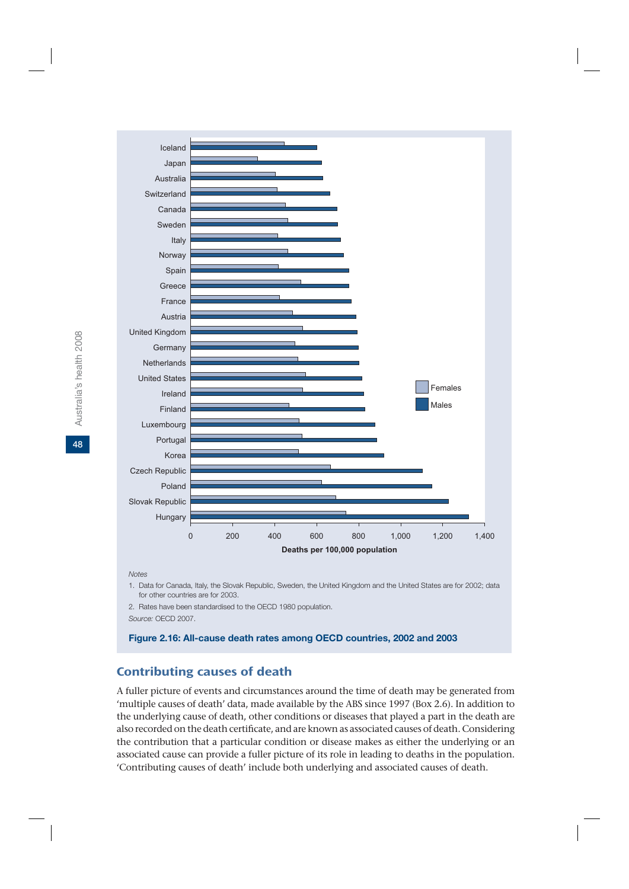*Notes*

1. Data for Canada, Italy, the Slovak Republic, Sweden, the United Kingdom and the United States are for 2002; data for other countries are for 2003.
2. Rates have been standardised to the OECD 1980 population.

*Source:* OECD 2007.

**Figure 2.16: All-cause death rates among OECD countries, 2002 and 2003**

## Contributing causes of death

A fuller picture of events and circumstances around the time of death may be generated from 'multiple causes of death' data, made available by the ABS since 1997 (Box 2.6). In addition to the underlying cause of death, other conditions or diseases that played a part in the death are also recorded on the death certificate, and are known as associated causes of death. Considering the contribution that a particular condition or disease makes as either the underlying or an associated cause can provide a fuller picture of its role in leading to deaths in the population. 'Contributing causes of death' include both underlying and associated causes of death.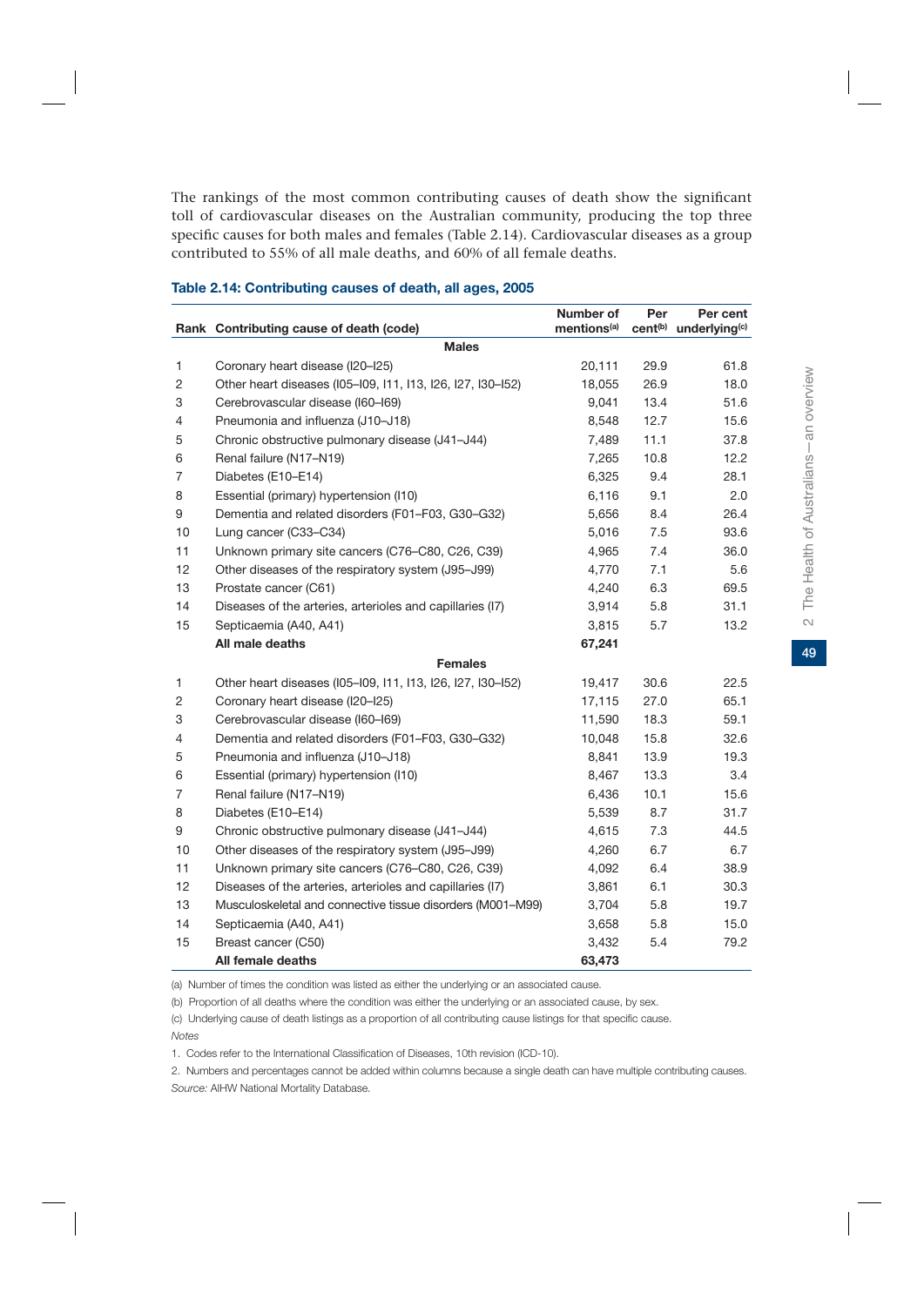The rankings of the most common contributing causes of death show the significant toll of cardiovascular diseases on the Australian community, producing the top three specific causes for both males and females (Table 2.14). Cardiovascular diseases as a group contributed to 55% of all male deaths, and 60% of all female deaths.

**Table 2.14: Contributing causes of death, all ages, 2005**

| Rank | Contributing cause of death (code) | Number of mentions(a) | Per cent(b) | Per cent underlying(c) |
|---|---|---|---|---|
| | **Males** | | | |
| 1 | Coronary heart disease (I20–I25) | 20,111 | 29.9 | 61.8 |
| 2 | Other heart diseases (I05–I09, I11, I13, I26, I27, I30–I52) | 18,055 | 26.9 | 18.0 |
| 3 | Cerebrovascular disease (I60–I69) | 9,041 | 13.4 | 51.6 |
| 4 | Pneumonia and influenza (J10–J18) | 8,548 | 12.7 | 15.6 |
| 5 | Chronic obstructive pulmonary disease (J41–J44) | 7,489 | 11.1 | 37.8 |
| 6 | Renal failure (N17–N19) | 7,265 | 10.8 | 12.2 |
| 7 | Diabetes (E10–E14) | 6,325 | 9.4 | 28.1 |
| 8 | Essential (primary) hypertension (I10) | 6,116 | 9.1 | 2.0 |
| 9 | Dementia and related disorders (F01–F03, G30–G32) | 5,656 | 8.4 | 26.4 |
| 10 | Lung cancer (C33–C34) | 5,016 | 7.5 | 93.6 |
| 11 | Unknown primary site cancers (C76–C80, C26, C39) | 4,965 | 7.4 | 36.0 |
| 12 | Other diseases of the respiratory system (J95–J99) | 4,770 | 7.1 | 5.6 |
| 13 | Prostate cancer (C61) | 4,240 | 6.3 | 69.5 |
| 14 | Diseases of the arteries, arterioles and capillaries (I7) | 3,914 | 5.8 | 31.1 |
| 15 | Septicaemia (A40, A41) | 3,815 | 5.7 | 13.2 |
| | **All male deaths** | **67,241** | | |
| | **Females** | | | |
| 1 | Other heart diseases (I05–I09, I11, I13, I26, I27, I30–I52) | 19,417 | 30.6 | 22.5 |
| 2 | Coronary heart disease (I20–I25) | 17,115 | 27.0 | 65.1 |
| 3 | Cerebrovascular disease (I60–I69) | 11,590 | 18.3 | 59.1 |
| 4 | Dementia and related disorders (F01–F03, G30–G32) | 10,048 | 15.8 | 32.6 |
| 5 | Pneumonia and influenza (J10–J18) | 8,841 | 13.9 | 19.3 |
| 6 | Essential (primary) hypertension (I10) | 8,467 | 13.3 | 3.4 |
| 7 | Renal failure (N17–N19) | 6,436 | 10.1 | 15.6 |
| 8 | Diabetes (E10–E14) | 5,539 | 8.7 | 31.7 |
| 9 | Chronic obstructive pulmonary disease (J41–J44) | 4,615 | 7.3 | 44.5 |
| 10 | Other diseases of the respiratory system (J95–J99) | 4,260 | 6.7 | 6.7 |
| 11 | Unknown primary site cancers (C76–C80, C26, C39) | 4,092 | 6.4 | 38.9 |
| 12 | Diseases of the arteries, arterioles and capillaries (I7) | 3,861 | 6.1 | 30.3 |
| 13 | Musculoskeletal and connective tissue disorders (M001–M99) | 3,704 | 5.8 | 19.7 |
| 14 | Septicaemia (A40, A41) | 3,658 | 5.8 | 15.0 |
| 15 | Breast cancer (C50) | 3,432 | 5.4 | 79.2 |
| | **All female deaths** | **63,473** | | |

(a) Number of times the condition was listed as either the underlying or an associated cause.

(b) Proportion of all deaths where the condition was either the underlying or an associated cause, by sex.

(c) Underlying cause of death listings as a proportion of all contributing cause listings for that specific cause.

*Notes*

1. Codes refer to the International Classification of Diseases, 10th revision (ICD-10).

2. Numbers and percentages cannot be added within columns because a single death can have multiple contributing causes.

*Source:* AIHW National Mortality Database.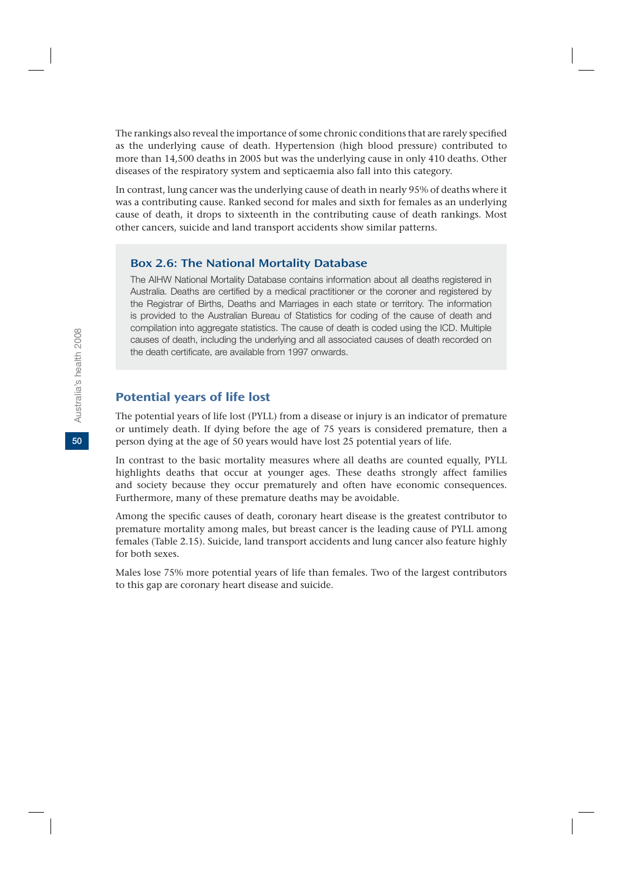The rankings also reveal the importance of some chronic conditions that are rarely specified as the underlying cause of death. Hypertension (high blood pressure) contributed to more than 14,500 deaths in 2005 but was the underlying cause in only 410 deaths. Other diseases of the respiratory system and septicaemia also fall into this category.

In contrast, lung cancer was the underlying cause of death in nearly 95% of deaths where it was a contributing cause. Ranked second for males and sixth for females as an underlying cause of death, it drops to sixteenth in the contributing cause of death rankings. Most other cancers, suicide and land transport accidents show similar patterns.

### Box 2.6: The National Mortality Database

The AIHW National Mortality Database contains information about all deaths registered in Australia. Deaths are certified by a medical practitioner or the coroner and registered by the Registrar of Births, Deaths and Marriages in each state or territory. The information is provided to the Australian Bureau of Statistics for coding of the cause of death and compilation into aggregate statistics. The cause of death is coded using the ICD. Multiple causes of death, including the underlying and all associated causes of death recorded on the death certificate, are available from 1997 onwards.

## Potential years of life lost

The potential years of life lost (PYLL) from a disease or injury is an indicator of premature or untimely death. If dying before the age of 75 years is considered premature, then a person dying at the age of 50 years would have lost 25 potential years of life.

In contrast to the basic mortality measures where all deaths are counted equally, PYLL highlights deaths that occur at younger ages. These deaths strongly affect families and society because they occur prematurely and often have economic consequences. Furthermore, many of these premature deaths may be avoidable.

Among the specific causes of death, coronary heart disease is the greatest contributor to premature mortality among males, but breast cancer is the leading cause of PYLL among females (Table 2.15). Suicide, land transport accidents and lung cancer also feature highly for both sexes.

Males lose 75% more potential years of life than females. Two of the largest contributors to this gap are coronary heart disease and suicide.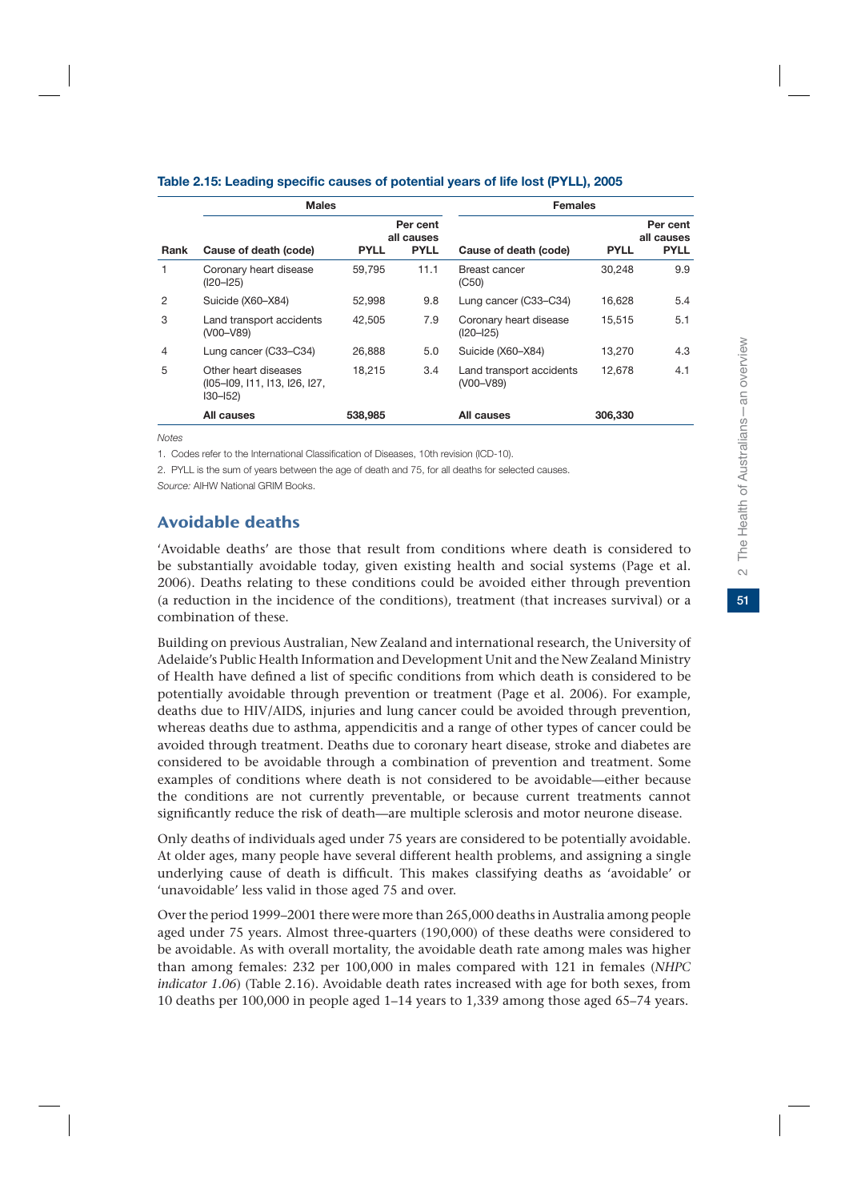**Table 2.15: Leading specific causes of potential years of life lost (PYLL), 2005**

| | Males | | | Females | | |
|---|---|---|---|---|---|---|
| Rank | Cause of death (code) | PYLL | Per cent all causes PYLL | Cause of death (code) | PYLL | Per cent all causes PYLL |
| 1 | Coronary heart disease (I20–I25) | 59,795 | 11.1 | Breast cancer (C50) | 30,248 | 9.9 |
| 2 | Suicide (X60–X84) | 52,998 | 9.8 | Lung cancer (C33–C34) | 16,628 | 5.4 |
| 3 | Land transport accidents (V00–V89) | 42,505 | 7.9 | Coronary heart disease (I20–I25) | 15,515 | 5.1 |
| 4 | Lung cancer (C33–C34) | 26,888 | 5.0 | Suicide (X60–X84) | 13,270 | 4.3 |
| 5 | Other heart diseases (I05–I09, I11, I13, I26, I27, I30–I52) | 18,215 | 3.4 | Land transport accidents (V00–V89) | 12,678 | 4.1 |
| | **All causes** | **538,985** | | **All causes** | **306,330** | |

*Notes*

1. Codes refer to the International Classification of Diseases, 10th revision (ICD-10).
2. PYLL is the sum of years between the age of death and 75, for all deaths for selected causes.

*Source:* AIHW National GRIM Books.

## Avoidable deaths

'Avoidable deaths' are those that result from conditions where death is considered to be substantially avoidable today, given existing health and social systems (Page et al. 2006). Deaths relating to these conditions could be avoided either through prevention (a reduction in the incidence of the conditions), treatment (that increases survival) or a combination of these.

Building on previous Australian, New Zealand and international research, the University of Adelaide's Public Health Information and Development Unit and the New Zealand Ministry of Health have defined a list of specific conditions from which death is considered to be potentially avoidable through prevention or treatment (Page et al. 2006). For example, deaths due to HIV/AIDS, injuries and lung cancer could be avoided through prevention, whereas deaths due to asthma, appendicitis and a range of other types of cancer could be avoided through treatment. Deaths due to coronary heart disease, stroke and diabetes are considered to be avoidable through a combination of prevention and treatment. Some examples of conditions where death is not considered to be avoidable—either because the conditions are not currently preventable, or because current treatments cannot significantly reduce the risk of death—are multiple sclerosis and motor neurone disease.

Only deaths of individuals aged under 75 years are considered to be potentially avoidable. At older ages, many people have several different health problems, and assigning a single underlying cause of death is difficult. This makes classifying deaths as 'avoidable' or 'unavoidable' less valid in those aged 75 and over.

Over the period 1999–2001 there were more than 265,000 deaths in Australia among people aged under 75 years. Almost three-quarters (190,000) of these deaths were considered to be avoidable. As with overall mortality, the avoidable death rate among males was higher than among females: 232 per 100,000 in males compared with 121 in females (*NHPC indicator 1.06*) (Table 2.16). Avoidable death rates increased with age for both sexes, from 10 deaths per 100,000 in people aged 1–14 years to 1,339 among those aged 65–74 years.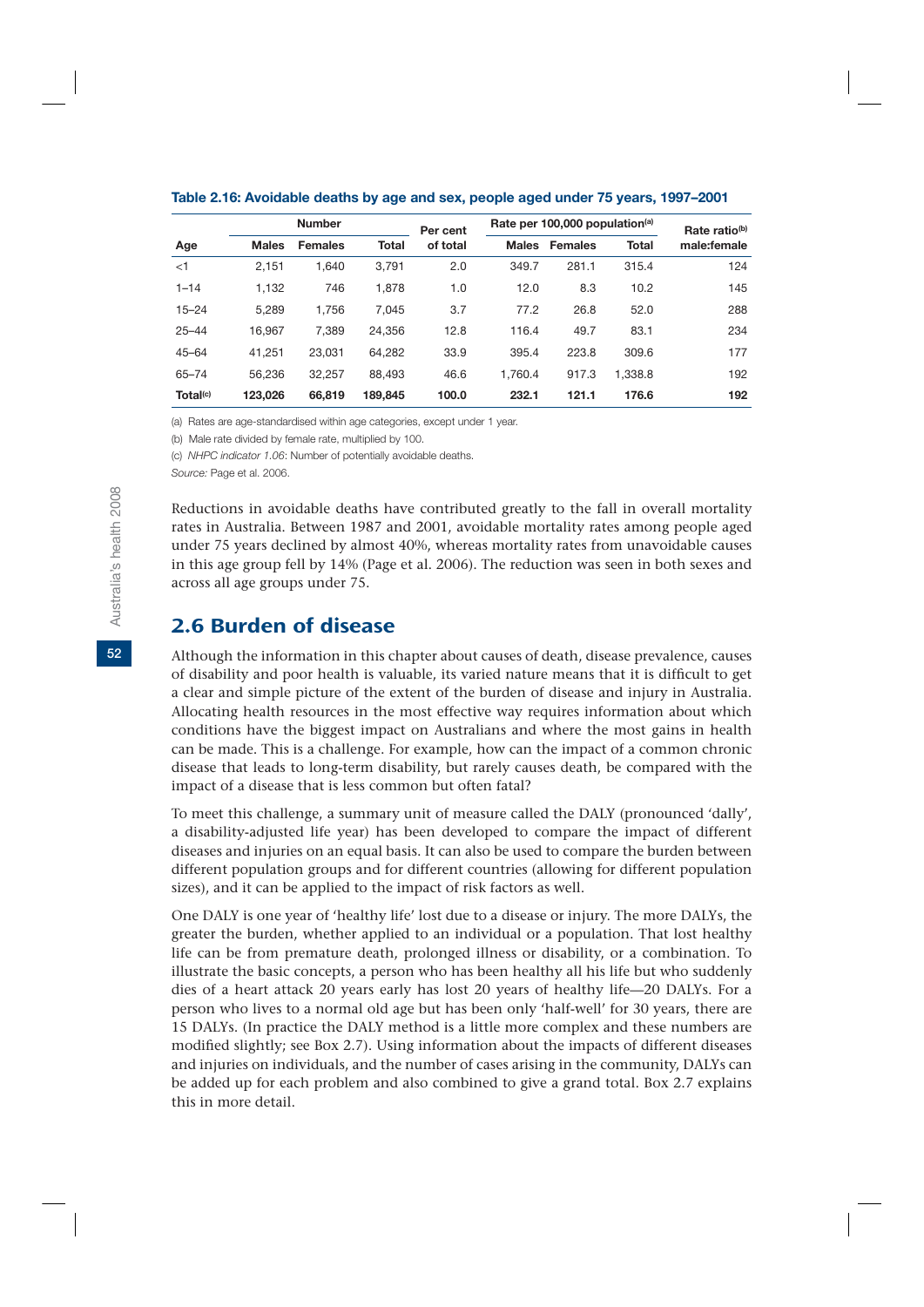**Table 2.16: Avoidable deaths by age and sex, people aged under 75 years, 1997–2001**

| | Number | | | Per cent | Rate per 100,000 population[(a)] | | | Rate ratio[(b)] |
|---|---|---|---|---|---|---|---|---|
| **Age** | **Males** | **Females** | **Total** | **of total** | **Males** | **Females** | **Total** | **male:female** |
| <1 | 2,151 | 1,640 | 3,791 | 2.0 | 349.7 | 281.1 | 315.4 | 124 |
| 1–14 | 1,132 | 746 | 1,878 | 1.0 | 12.0 | 8.3 | 10.2 | 145 |
| 15–24 | 5,289 | 1,756 | 7,045 | 3.7 | 77.2 | 26.8 | 52.0 | 288 |
| 25–44 | 16,967 | 7,389 | 24,356 | 12.8 | 116.4 | 49.7 | 83.1 | 234 |
| 45–64 | 41,251 | 23,031 | 64,282 | 33.9 | 395.4 | 223.8 | 309.6 | 177 |
| 65–74 | 56,236 | 32,257 | 88,493 | 46.6 | 1,760.4 | 917.3 | 1,338.8 | 192 |
| **Total[(c)]** | **123,026** | **66,819** | **189,845** | **100.0** | **232.1** | **121.1** | **176.6** | **192** |

(a) Rates are age-standardised within age categories, except under 1 year.

(b) Male rate divided by female rate, multiplied by 100.

(c) *NHPC indicator 1.06*: Number of potentially avoidable deaths.

*Source:* Page et al. 2006.

Reductions in avoidable deaths have contributed greatly to the fall in overall mortality rates in Australia. Between 1987 and 2001, avoidable mortality rates among people aged under 75 years declined by almost 40%, whereas mortality rates from unavoidable causes in this age group fell by 14% (Page et al. 2006). The reduction was seen in both sexes and across all age groups under 75.

## 2.6 Burden of disease

Although the information in this chapter about causes of death, disease prevalence, causes of disability and poor health is valuable, its varied nature means that it is difficult to get a clear and simple picture of the extent of the burden of disease and injury in Australia. Allocating health resources in the most effective way requires information about which conditions have the biggest impact on Australians and where the most gains in health can be made. This is a challenge. For example, how can the impact of a common chronic disease that leads to long-term disability, but rarely causes death, be compared with the impact of a disease that is less common but often fatal?

To meet this challenge, a summary unit of measure called the DALY (pronounced 'dally', a disability-adjusted life year) has been developed to compare the impact of different diseases and injuries on an equal basis. It can also be used to compare the burden between different population groups and for different countries (allowing for different population sizes), and it can be applied to the impact of risk factors as well.

One DALY is one year of 'healthy life' lost due to a disease or injury. The more DALYs, the greater the burden, whether applied to an individual or a population. That lost healthy life can be from premature death, prolonged illness or disability, or a combination. To illustrate the basic concepts, a person who has been healthy all his life but who suddenly dies of a heart attack 20 years early has lost 20 years of healthy life—20 DALYs. For a person who lives to a normal old age but has been only 'half-well' for 30 years, there are 15 DALYs. (In practice the DALY method is a little more complex and these numbers are modified slightly; see Box 2.7). Using information about the impacts of different diseases and injuries on individuals, and the number of cases arising in the community, DALYs can be added up for each problem and also combined to give a grand total. Box 2.7 explains this in more detail.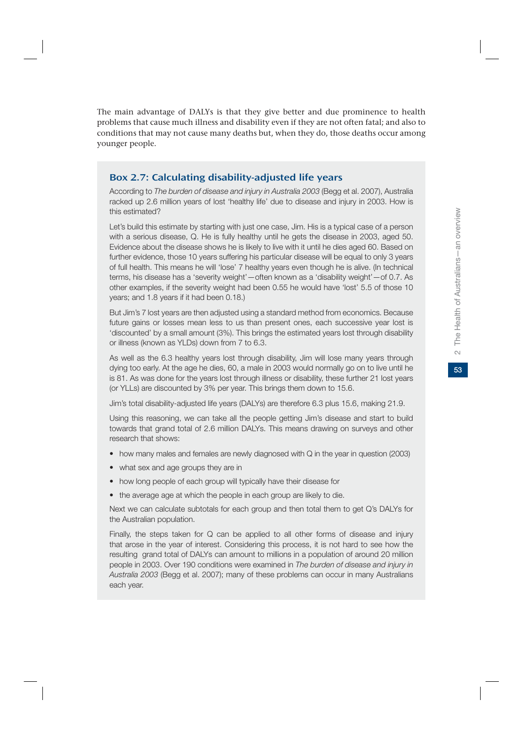The main advantage of DALYs is that they give better and due prominence to health problems that cause much illness and disability even if they are not often fatal; and also to conditions that may not cause many deaths but, when they do, those deaths occur among younger people.

### Box 2.7: Calculating disability-adjusted life years

According to *The burden of disease and injury in Australia 2003* (Begg et al. 2007), Australia racked up 2.6 million years of lost 'healthy life' due to disease and injury in 2003. How is this estimated?

Let's build this estimate by starting with just one case, Jim. His is a typical case of a person with a serious disease, Q. He is fully healthy until he gets the disease in 2003, aged 50. Evidence about the disease shows he is likely to live with it until he dies aged 60. Based on further evidence, those 10 years suffering his particular disease will be equal to only 3 years of full health. This means he will 'lose' 7 healthy years even though he is alive. (In technical terms, his disease has a 'severity weight'—often known as a 'disability weight'—of 0.7. As other examples, if the severity weight had been 0.55 he would have 'lost' 5.5 of those 10 years; and 1.8 years if it had been 0.18.)

But Jim's 7 lost years are then adjusted using a standard method from economics. Because future gains or losses mean less to us than present ones, each successive year lost is 'discounted' by a small amount (3%). This brings the estimated years lost through disability or illness (known as YLDs) down from 7 to 6.3.

As well as the 6.3 healthy years lost through disability, Jim will lose many years through dying too early. At the age he dies, 60, a male in 2003 would normally go on to live until he is 81. As was done for the years lost through illness or disability, these further 21 lost years (or YLLs) are discounted by 3% per year. This brings them down to 15.6.

Jim's total disability-adjusted life years (DALYs) are therefore 6.3 plus 15.6, making 21.9.

Using this reasoning, we can take all the people getting Jim's disease and start to build towards that grand total of 2.6 million DALYs. This means drawing on surveys and other research that shows:

- how many males and females are newly diagnosed with Q in the year in question (2003)
- what sex and age groups they are in
- how long people of each group will typically have their disease for
- the average age at which the people in each group are likely to die.

Next we can calculate subtotals for each group and then total them to get Q's DALYs for the Australian population.

Finally, the steps taken for Q can be applied to all other forms of disease and injury that arose in the year of interest. Considering this process, it is not hard to see how the resulting grand total of DALYs can amount to millions in a population of around 20 million people in 2003. Over 190 conditions were examined in *The burden of disease and injury in Australia 2003* (Begg et al. 2007); many of these problems can occur in many Australians each year.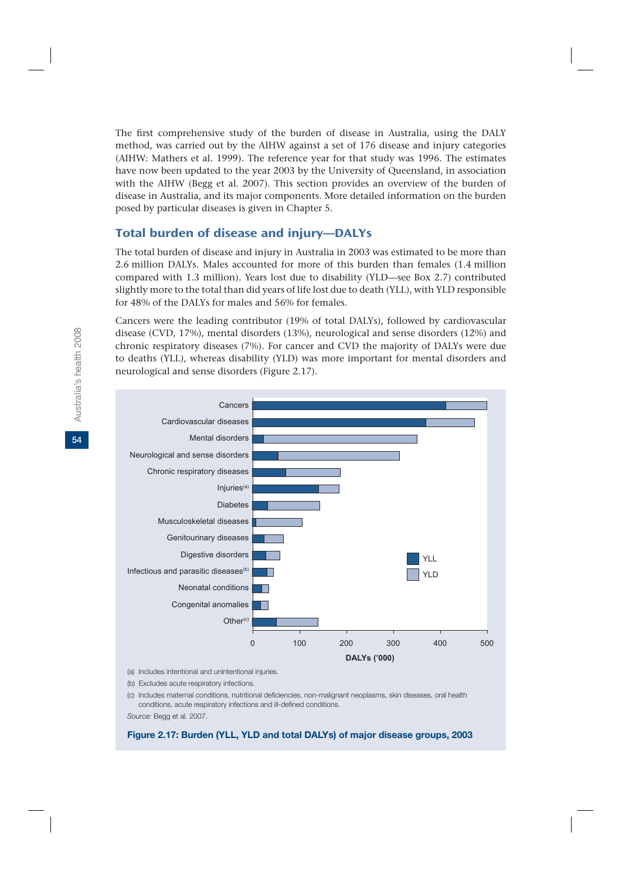The first comprehensive study of the burden of disease in Australia, using the DALY method, was carried out by the AIHW against a set of 176 disease and injury categories (AIHW: Mathers et al. 1999). The reference year for that study was 1996. The estimates have now been updated to the year 2003 by the University of Queensland, in association with the AIHW (Begg et al. 2007). This section provides an overview of the burden of disease in Australia, and its major components. More detailed information on the burden posed by particular diseases is given in Chapter 5.

## Total burden of disease and injury—DALYs

The total burden of disease and injury in Australia in 2003 was estimated to be more than 2.6 million DALYs. Males accounted for more of this burden than females (1.4 million compared with 1.3 million). Years lost due to disability (YLD—see Box 2.7) contributed slightly more to the total than did years of life lost due to death (YLL), with YLD responsible for 48% of the DALYs for males and 56% for females.

Cancers were the leading contributor (19% of total DALYs), followed by cardiovascular disease (CVD, 17%), mental disorders (13%), neurological and sense disorders (12%) and chronic respiratory diseases (7%). For cancer and CVD the majority of DALYs were due to deaths (YLL), whereas disability (YLD) was more important for mental disorders and neurological and sense disorders (Figure 2.17).

(a) Includes intentional and unintentional injuries.

(b) Excludes acute respiratory infections.

(c) Includes maternal conditions, nutritional deficiencies, non-malignant neoplasms, skin diseases, oral health conditions, acute respiratory infections and ill-defined conditions.

*Source:* Begg et al. 2007.

**Figure 2.17: Burden (YLL, YLD and total DALYs) of major disease groups, 2003**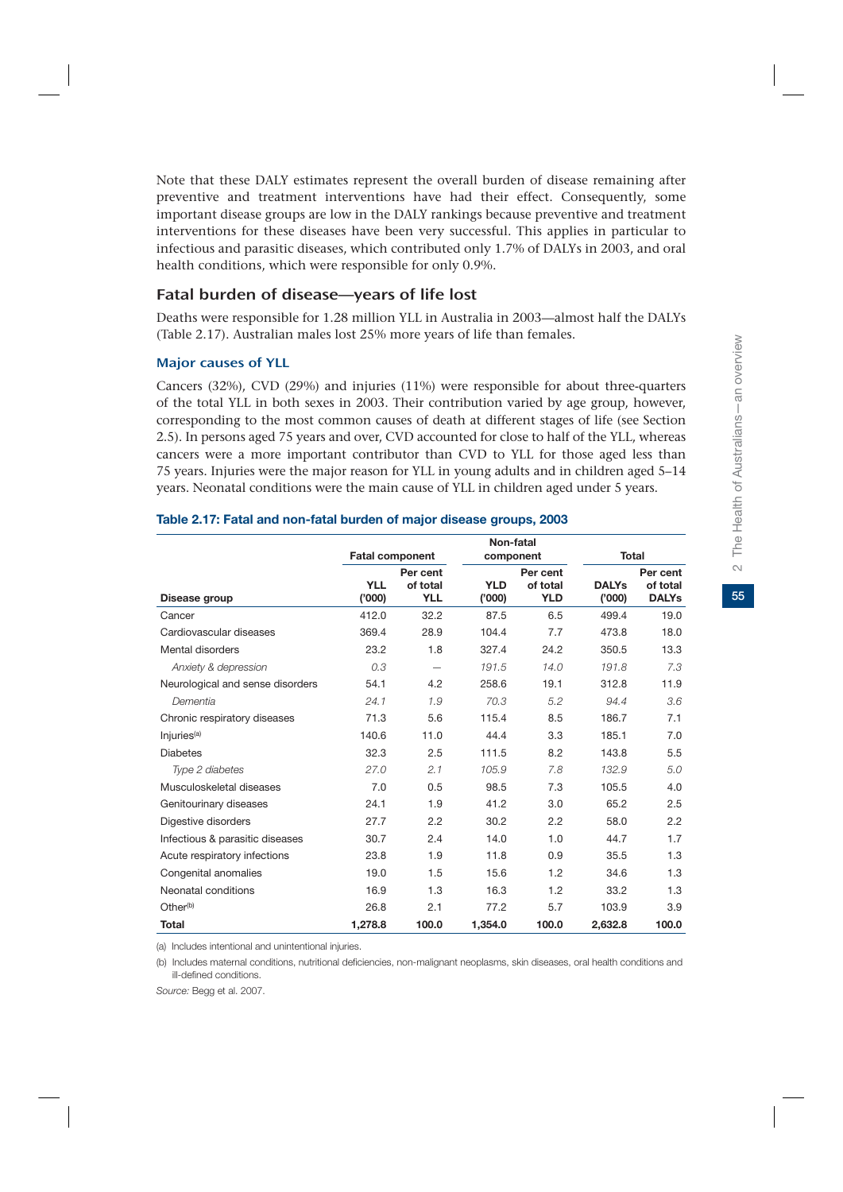Note that these DALY estimates represent the overall burden of disease remaining after preventive and treatment interventions have had their effect. Consequently, some important disease groups are low in the DALY rankings because preventive and treatment interventions for these diseases have been very successful. This applies in particular to infectious and parasitic diseases, which contributed only 1.7% of DALYs in 2003, and oral health conditions, which were responsible for only 0.9%.

## Fatal burden of disease—years of life lost

Deaths were responsible for 1.28 million YLL in Australia in 2003—almost half the DALYs (Table 2.17). Australian males lost 25% more years of life than females.

### Major causes of YLL

Cancers (32%), CVD (29%) and injuries (11%) were responsible for about three-quarters of the total YLL in both sexes in 2003. Their contribution varied by age group, however, corresponding to the most common causes of death at different stages of life (see Section 2.5). In persons aged 75 years and over, CVD accounted for close to half of the YLL, whereas cancers were a more important contributor than CVD to YLL for those aged less than 75 years. Injuries were the major reason for YLL in young adults and in children aged 5–14 years. Neonatal conditions were the main cause of YLL in children aged under 5 years.

**Table 2.17: Fatal and non-fatal burden of major disease groups, 2003**

| | Fatal component | | Non-fatal component | | Total | |
|---|---|---|---|---|---|---|
| Disease group | YLL ('000) | Per cent of total YLL | YLD ('000) | Per cent of total YLD | DALYs ('000) | Per cent of total DALYs |
| Cancer | 412.0 | 32.2 | 87.5 | 6.5 | 499.4 | 19.0 |
| Cardiovascular diseases | 369.4 | 28.9 | 104.4 | 7.7 | 473.8 | 18.0 |
| Mental disorders | 23.2 | 1.8 | 327.4 | 24.2 | 350.5 | 13.3 |
| *Anxiety & depression* | *0.3* | *—* | *191.5* | *14.0* | *191.8* | *7.3* |
| Neurological and sense disorders | 54.1 | 4.2 | 258.6 | 19.1 | 312.8 | 11.9 |
| *Dementia* | *24.1* | *1.9* | *70.3* | *5.2* | *94.4* | *3.6* |
| Chronic respiratory diseases | 71.3 | 5.6 | 115.4 | 8.5 | 186.7 | 7.1 |
| Injuries[(a)] | 140.6 | 11.0 | 44.4 | 3.3 | 185.1 | 7.0 |
| Diabetes | 32.3 | 2.5 | 111.5 | 8.2 | 143.8 | 5.5 |
| *Type 2 diabetes* | *27.0* | *2.1* | *105.9* | *7.8* | *132.9* | *5.0* |
| Musculoskeletal diseases | 7.0 | 0.5 | 98.5 | 7.3 | 105.5 | 4.0 |
| Genitourinary diseases | 24.1 | 1.9 | 41.2 | 3.0 | 65.2 | 2.5 |
| Digestive disorders | 27.7 | 2.2 | 30.2 | 2.2 | 58.0 | 2.2 |
| Infectious & parasitic diseases | 30.7 | 2.4 | 14.0 | 1.0 | 44.7 | 1.7 |
| Acute respiratory infections | 23.8 | 1.9 | 11.8 | 0.9 | 35.5 | 1.3 |
| Congenital anomalies | 19.0 | 1.5 | 15.6 | 1.2 | 34.6 | 1.3 |
| Neonatal conditions | 16.9 | 1.3 | 16.3 | 1.2 | 33.2 | 1.3 |
| Other[(b)] | 26.8 | 2.1 | 77.2 | 5.7 | 103.9 | 3.9 |
| **Total** | **1,278.8** | **100.0** | **1,354.0** | **100.0** | **2,632.8** | **100.0** |

(a) Includes intentional and unintentional injuries.

(b) Includes maternal conditions, nutritional deficiencies, non-malignant neoplasms, skin diseases, oral health conditions and ill-defined conditions.

*Source:* Begg et al. 2007.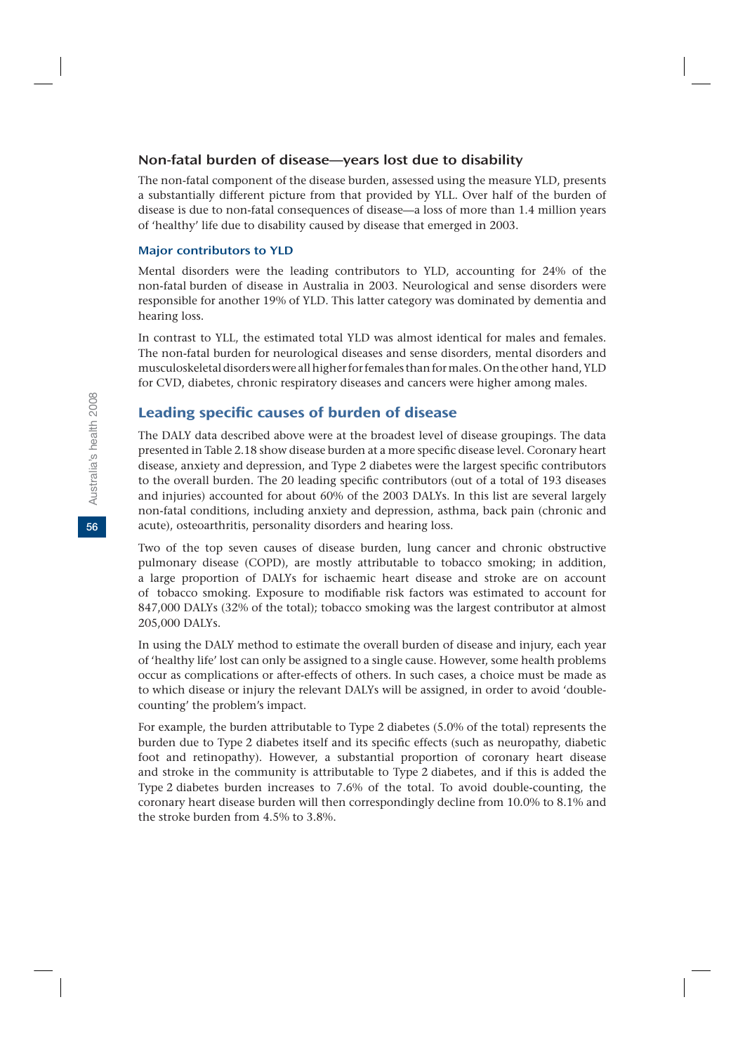### Non-fatal burden of disease—years lost due to disability

The non-fatal component of the disease burden, assessed using the measure YLD, presents a substantially different picture from that provided by YLL. Over half of the burden of disease is due to non-fatal consequences of disease—a loss of more than 1.4 million years of 'healthy' life due to disability caused by disease that emerged in 2003.

#### Major contributors to YLD

Mental disorders were the leading contributors to YLD, accounting for 24% of the non-fatal burden of disease in Australia in 2003. Neurological and sense disorders were responsible for another 19% of YLD. This latter category was dominated by dementia and hearing loss.

In contrast to YLL, the estimated total YLD was almost identical for males and females. The non-fatal burden for neurological diseases and sense disorders, mental disorders and musculoskeletal disorders were all higher for females than for males. On the other hand, YLD for CVD, diabetes, chronic respiratory diseases and cancers were higher among males.

## Leading specific causes of burden of disease

The DALY data described above were at the broadest level of disease groupings. The data presented in Table 2.18 show disease burden at a more specific disease level. Coronary heart disease, anxiety and depression, and Type 2 diabetes were the largest specific contributors to the overall burden. The 20 leading specific contributors (out of a total of 193 diseases and injuries) accounted for about 60% of the 2003 DALYs. In this list are several largely non-fatal conditions, including anxiety and depression, asthma, back pain (chronic and acute), osteoarthritis, personality disorders and hearing loss.

Two of the top seven causes of disease burden, lung cancer and chronic obstructive pulmonary disease (COPD), are mostly attributable to tobacco smoking; in addition, a large proportion of DALYs for ischaemic heart disease and stroke are on account of tobacco smoking. Exposure to modifiable risk factors was estimated to account for 847,000 DALYs (32% of the total); tobacco smoking was the largest contributor at almost 205,000 DALYs.

In using the DALY method to estimate the overall burden of disease and injury, each year of 'healthy life' lost can only be assigned to a single cause. However, some health problems occur as complications or after-effects of others. In such cases, a choice must be made as to which disease or injury the relevant DALYs will be assigned, in order to avoid 'double-counting' the problem's impact.

For example, the burden attributable to Type 2 diabetes (5.0% of the total) represents the burden due to Type 2 diabetes itself and its specific effects (such as neuropathy, diabetic foot and retinopathy). However, a substantial proportion of coronary heart disease and stroke in the community is attributable to Type 2 diabetes, and if this is added the Type 2 diabetes burden increases to 7.6% of the total. To avoid double-counting, the coronary heart disease burden will then correspondingly decline from 10.0% to 8.1% and the stroke burden from 4.5% to 3.8%.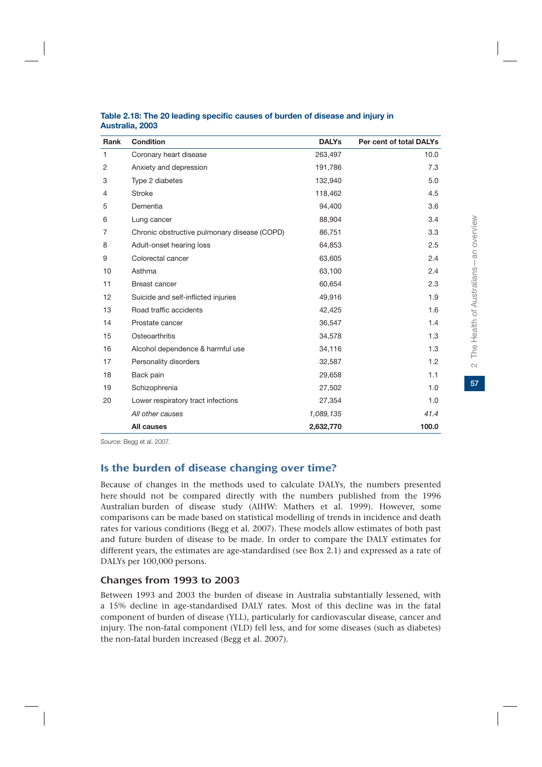**Table 2.18: The 20 leading specific causes of burden of disease and injury in Australia, 2003**

| Rank | Condition | DALYs | Per cent of total DALYs |
|---|---|---|---|
| 1 | Coronary heart disease | 263,497 | 10.0 |
| 2 | Anxiety and depression | 191,786 | 7.3 |
| 3 | Type 2 diabetes | 132,940 | 5.0 |
| 4 | Stroke | 118,462 | 4.5 |
| 5 | Dementia | 94,400 | 3.6 |
| 6 | Lung cancer | 88,904 | 3.4 |
| 7 | Chronic obstructive pulmonary disease (COPD) | 86,751 | 3.3 |
| 8 | Adult-onset hearing loss | 64,853 | 2.5 |
| 9 | Colorectal cancer | 63,605 | 2.4 |
| 10 | Asthma | 63,100 | 2.4 |
| 11 | Breast cancer | 60,654 | 2.3 |
| 12 | Suicide and self-inflicted injuries | 49,916 | 1.9 |
| 13 | Road traffic accidents | 42,425 | 1.6 |
| 14 | Prostate cancer | 36,547 | 1.4 |
| 15 | Osteoarthritis | 34,578 | 1.3 |
| 16 | Alcohol dependence & harmful use | 34,116 | 1.3 |
| 17 | Personality disorders | 32,587 | 1.2 |
| 18 | Back pain | 29,658 | 1.1 |
| 19 | Schizophrenia | 27,502 | 1.0 |
| 20 | Lower respiratory tract infections | 27,354 | 1.0 |
| | *All other causes* | *1,089,135* | *41.4* |
| | **All causes** | **2,632,770** | **100.0** |

*Source:* Begg et al. 2007.

## Is the burden of disease changing over time?

Because of changes in the methods used to calculate DALYs, the numbers presented here should not be compared directly with the numbers published from the 1996 Australian burden of disease study (AIHW: Mathers et al. 1999). However, some comparisons can be made based on statistical modelling of trends in incidence and death rates for various conditions (Begg et al. 2007). These models allow estimates of both past and future burden of disease to be made. In order to compare the DALY estimates for different years, the estimates are age-standardised (see Box 2.1) and expressed as a rate of DALYs per 100,000 persons.

### Changes from 1993 to 2003

Between 1993 and 2003 the burden of disease in Australia substantially lessened, with a 15% decline in age-standardised DALY rates. Most of this decline was in the fatal component of burden of disease (YLL), particularly for cardiovascular disease, cancer and injury. The non-fatal component (YLD) fell less, and for some diseases (such as diabetes) the non-fatal burden increased (Begg et al. 2007).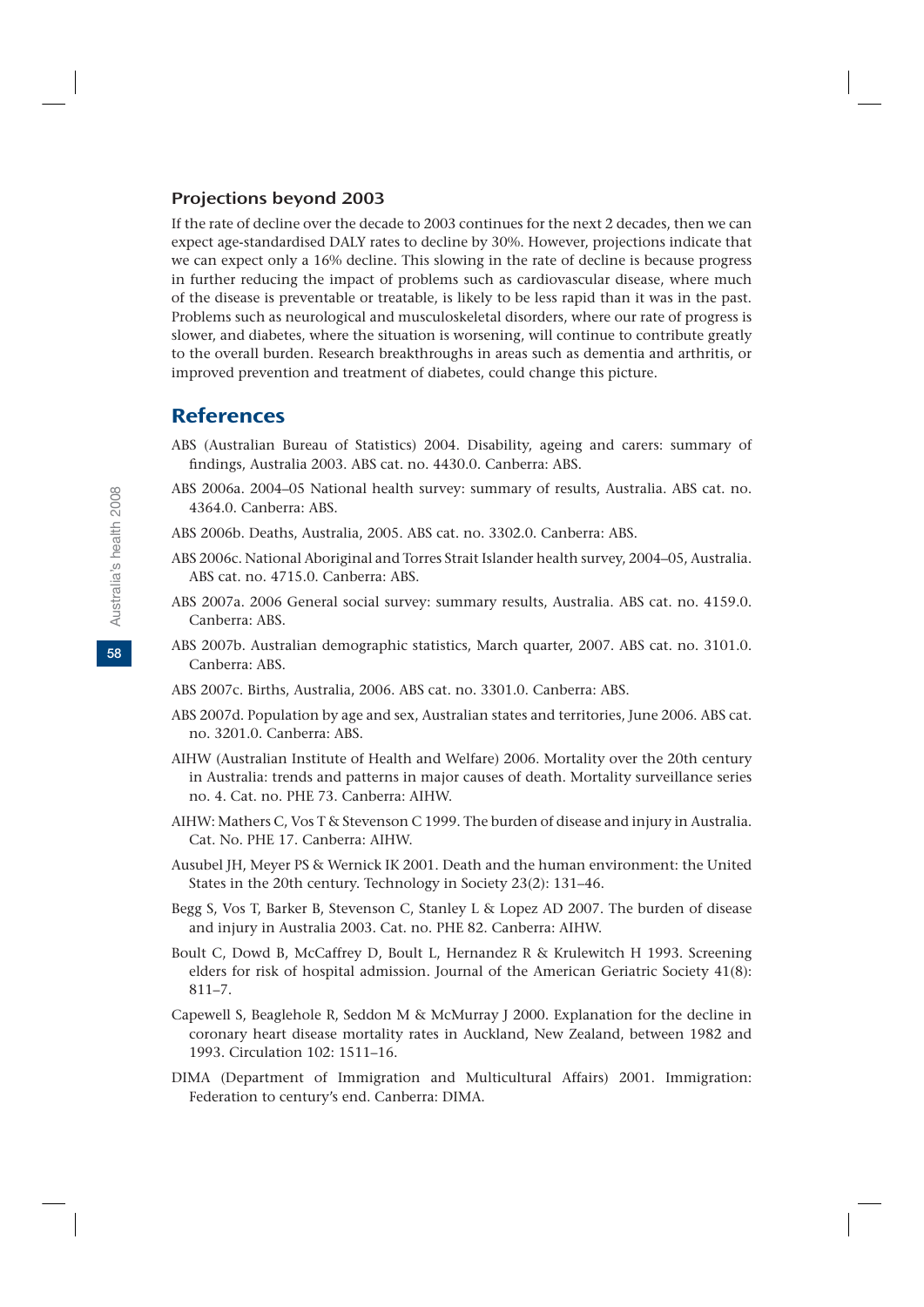### Projections beyond 2003

If the rate of decline over the decade to 2003 continues for the next 2 decades, then we can expect age-standardised DALY rates to decline by 30%. However, projections indicate that we can expect only a 16% decline. This slowing in the rate of decline is because progress in further reducing the impact of problems such as cardiovascular disease, where much of the disease is preventable or treatable, is likely to be less rapid than it was in the past. Problems such as neurological and musculoskeletal disorders, where our rate of progress is slower, and diabetes, where the situation is worsening, will continue to contribute greatly to the overall burden. Research breakthroughs in areas such as dementia and arthritis, or improved prevention and treatment of diabetes, could change this picture.

## References

ABS (Australian Bureau of Statistics) 2004. Disability, ageing and carers: summary of findings, Australia 2003. ABS cat. no. 4430.0. Canberra: ABS.

ABS 2006a. 2004–05 National health survey: summary of results, Australia. ABS cat. no. 4364.0. Canberra: ABS.

ABS 2006b. Deaths, Australia, 2005. ABS cat. no. 3302.0. Canberra: ABS.

ABS 2006c. National Aboriginal and Torres Strait Islander health survey, 2004–05, Australia. ABS cat. no. 4715.0. Canberra: ABS.

ABS 2007a. 2006 General social survey: summary results, Australia. ABS cat. no. 4159.0. Canberra: ABS.

ABS 2007b. Australian demographic statistics, March quarter, 2007. ABS cat. no. 3101.0. Canberra: ABS.

ABS 2007c. Births, Australia, 2006. ABS cat. no. 3301.0. Canberra: ABS.

ABS 2007d. Population by age and sex, Australian states and territories, June 2006. ABS cat. no. 3201.0. Canberra: ABS.

AIHW (Australian Institute of Health and Welfare) 2006. Mortality over the 20th century in Australia: trends and patterns in major causes of death. Mortality surveillance series no. 4. Cat. no. PHE 73. Canberra: AIHW.

AIHW: Mathers C, Vos T & Stevenson C 1999. The burden of disease and injury in Australia. Cat. No. PHE 17. Canberra: AIHW.

Ausubel JH, Meyer PS & Wernick IK 2001. Death and the human environment: the United States in the 20th century. Technology in Society 23(2): 131–46.

Begg S, Vos T, Barker B, Stevenson C, Stanley L & Lopez AD 2007. The burden of disease and injury in Australia 2003. Cat. no. PHE 82. Canberra: AIHW.

Boult C, Dowd B, McCaffrey D, Boult L, Hernandez R & Krulewitch H 1993. Screening elders for risk of hospital admission. Journal of the American Geriatric Society 41(8): 811–7.

Capewell S, Beaglehole R, Seddon M & McMurray J 2000. Explanation for the decline in coronary heart disease mortality rates in Auckland, New Zealand, between 1982 and 1993. Circulation 102: 1511–16.

DIMA (Department of Immigration and Multicultural Affairs) 2001. Immigration: Federation to century's end. Canberra: DIMA.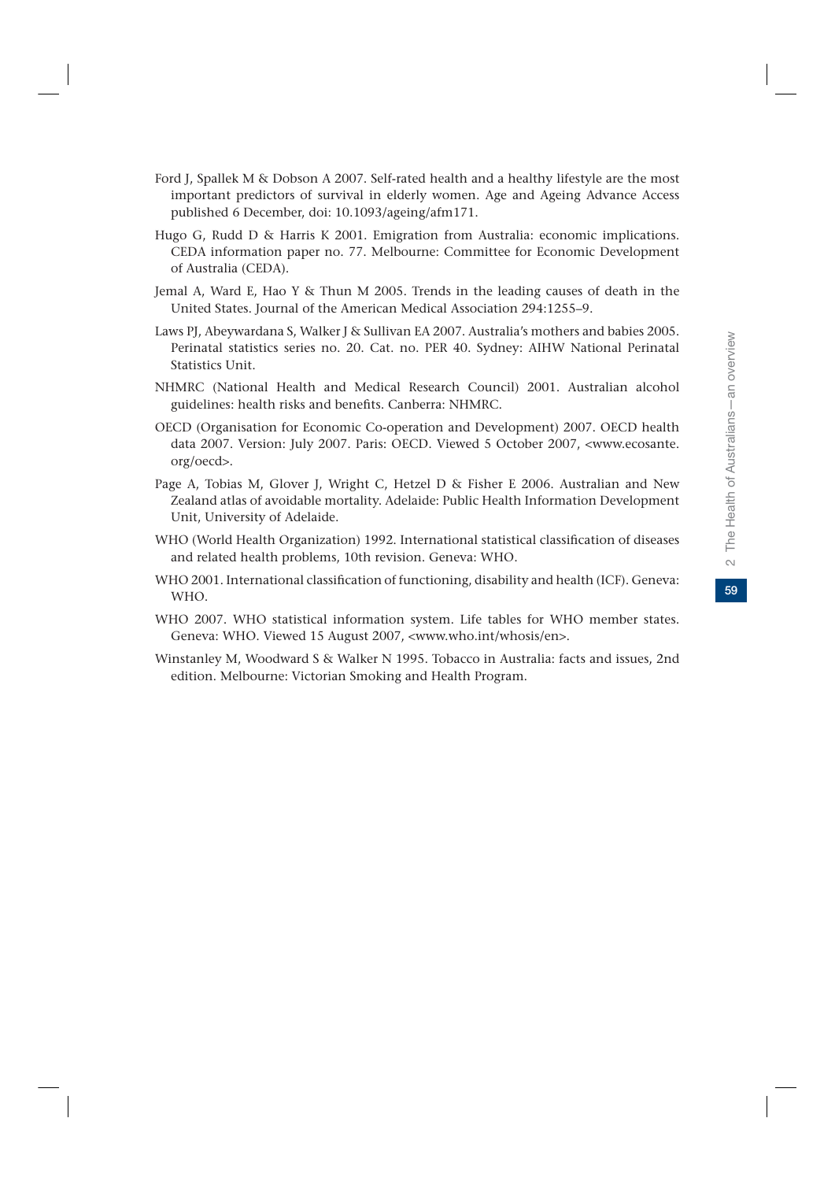Ford J, Spallek M & Dobson A 2007. Self-rated health and a healthy lifestyle are the most important predictors of survival in elderly women. Age and Ageing Advance Access published 6 December, doi: 10.1093/ageing/afm171.

Hugo G, Rudd D & Harris K 2001. Emigration from Australia: economic implications. CEDA information paper no. 77. Melbourne: Committee for Economic Development of Australia (CEDA).

Jemal A, Ward E, Hao Y & Thun M 2005. Trends in the leading causes of death in the United States. Journal of the American Medical Association 294:1255–9.

Laws PJ, Abeywardana S, Walker J & Sullivan EA 2007. Australia's mothers and babies 2005. Perinatal statistics series no. 20. Cat. no. PER 40. Sydney: AIHW National Perinatal Statistics Unit.

NHMRC (National Health and Medical Research Council) 2001. Australian alcohol guidelines: health risks and benefits. Canberra: NHMRC.

OECD (Organisation for Economic Co-operation and Development) 2007. OECD health data 2007. Version: July 2007. Paris: OECD. Viewed 5 October 2007, <www.ecosante.org/oecd>.

Page A, Tobias M, Glover J, Wright C, Hetzel D & Fisher E 2006. Australian and New Zealand atlas of avoidable mortality. Adelaide: Public Health Information Development Unit, University of Adelaide.

WHO (World Health Organization) 1992. International statistical classification of diseases and related health problems, 10th revision. Geneva: WHO.

WHO 2001. International classification of functioning, disability and health (ICF). Geneva: WHO.

WHO 2007. WHO statistical information system. Life tables for WHO member states. Geneva: WHO. Viewed 15 August 2007, <www.who.int/whosis/en>.

Winstanley M, Woodward S & Walker N 1995. Tobacco in Australia: facts and issues, 2nd edition. Melbourne: Victorian Smoking and Health Program.